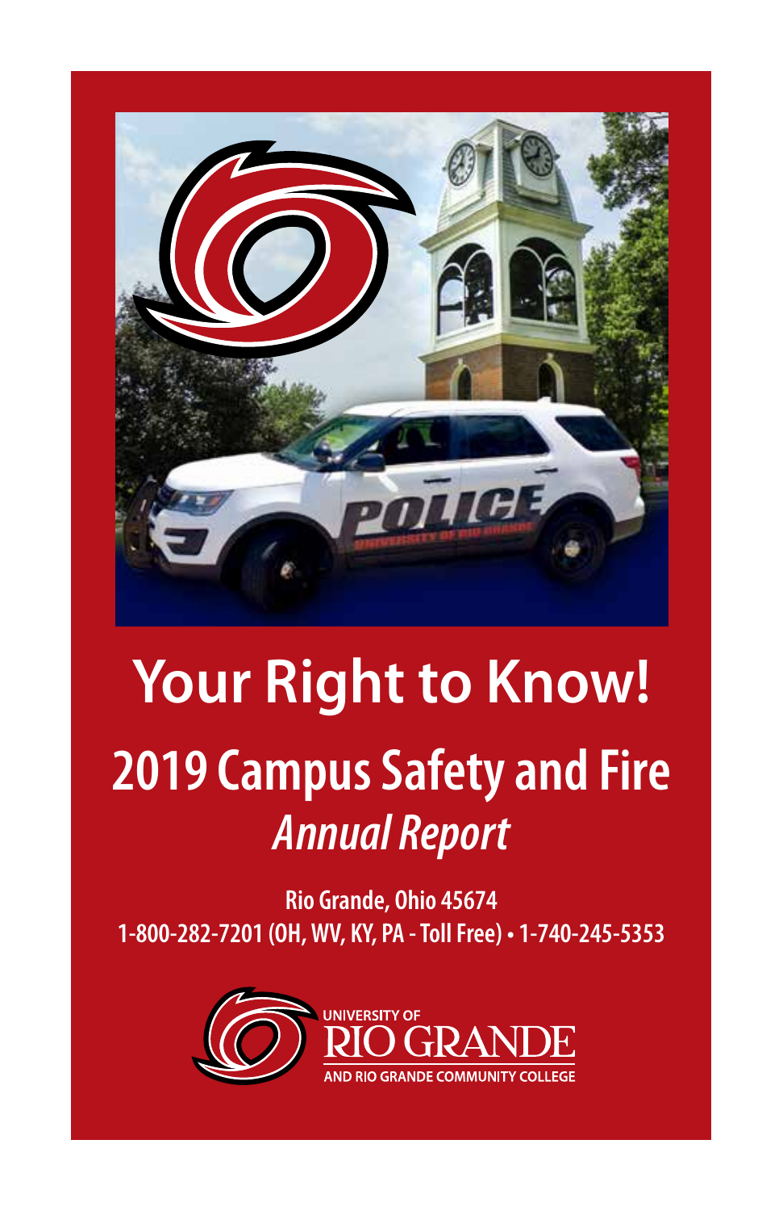# Your Right to Know!

## 2019 Campus Safety and Fire *Annual Report*

**Rio Grande, Ohio 45674**

**1-800-282-7201 (OH, WV, KY, PA - Toll Free) • 1-740-245-5353**

UNIVERSITY OF RIO GRANDE AND RIO GRANDE COMMUNITY COLLEGE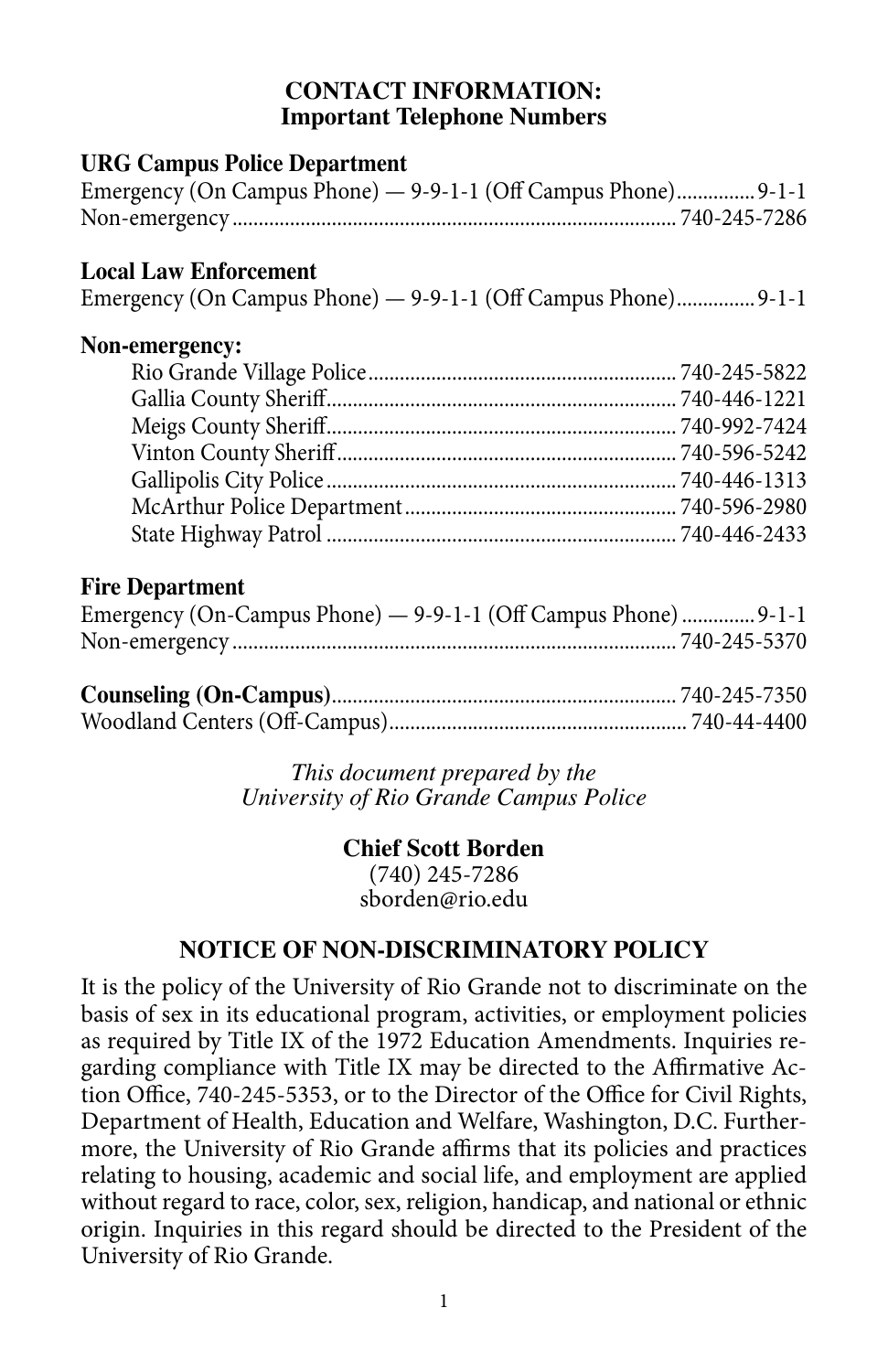## CONTACT INFORMATION: Important Telephone Numbers

**URG Campus Police Department**

Emergency (On Campus Phone) — 9-9-1-1 (Off Campus Phone)..............9-1-1
Non-emergency..................................................................................740-245-7286

**Local Law Enforcement**

Emergency (On Campus Phone) — 9-9-1-1 (Off Campus Phone)..............9-1-1

**Non-emergency:**

- Rio Grande Village Police..........................................................740-245-5822
- Gallia County Sheriff.................................................................740-446-1221
- Meigs County Sheriff.................................................................740-992-7424
- Vinton County Sheriff................................................................740-596-5242
- Gallipolis City Police.................................................................740-446-1313
- McArthur Police Department...................................................740-596-2980
- State Highway Patrol.................................................................740-446-2433

**Fire Department**

Emergency (On-Campus Phone) — 9-9-1-1 (Off Campus Phone).............9-1-1
Non-emergency..................................................................................740-245-5370

**Counseling (On-Campus)**.................................................................740-245-7350
Woodland Centers (Off-Campus)........................................................740-44-4400

*This document prepared by the*
*University of Rio Grande Campus Police*

**Chief Scott Borden**
(740) 245-7286
sborden@rio.edu

## NOTICE OF NON-DISCRIMINATORY POLICY

It is the policy of the University of Rio Grande not to discriminate on the basis of sex in its educational program, activities, or employment policies as required by Title IX of the 1972 Education Amendments. Inquiries regarding compliance with Title IX may be directed to the Affirmative Action Office, 740-245-5353, or to the Director of the Office for Civil Rights, Department of Health, Education and Welfare, Washington, D.C. Furthermore, the University of Rio Grande affirms that its policies and practices relating to housing, academic and social life, and employment are applied without regard to race, color, sex, religion, handicap, and national or ethnic origin. Inquiries in this regard should be directed to the President of the University of Rio Grande.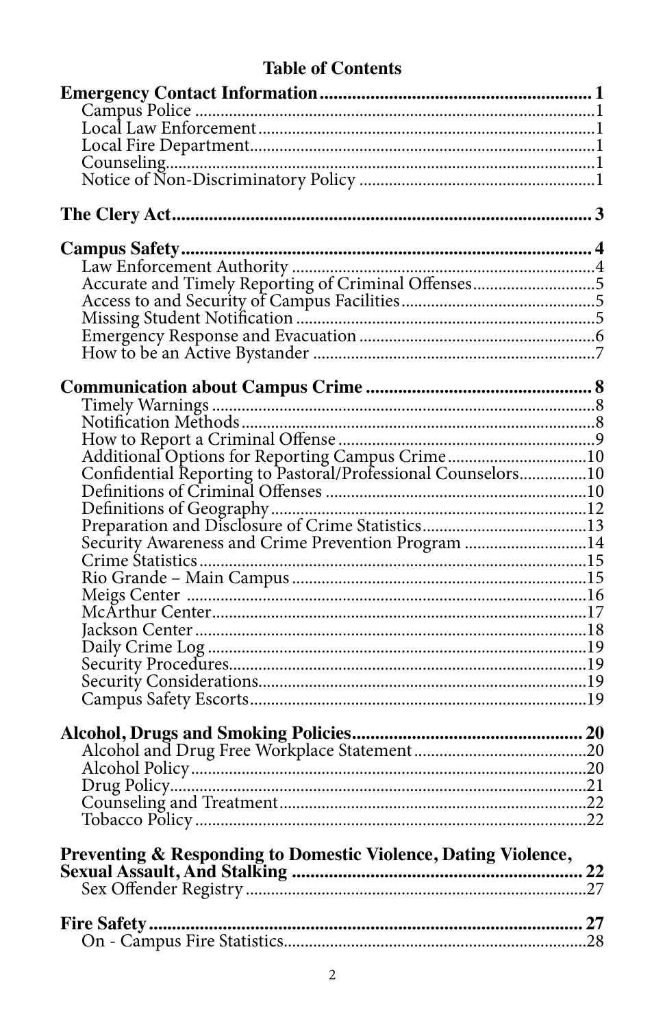## Table of Contents

**Emergency Contact Information** ........ **1**
- Campus Police ........ 1
- Local Law Enforcement ........ 1
- Local Fire Department ........ 1
- Counseling ........ 1
- Notice of Non-Discriminatory Policy ........ 1

**The Clery Act** ........ **3**

**Campus Safety** ........ **4**
- Law Enforcement Authority ........ 4
- Accurate and Timely Reporting of Criminal Offenses ........ 5
- Access to and Security of Campus Facilities ........ 5
- Missing Student Notification ........ 5
- Emergency Response and Evacuation ........ 6
- How to be an Active Bystander ........ 7

**Communication about Campus Crime** ........ **8**
- Timely Warnings ........ 8
- Notification Methods ........ 8
- How to Report a Criminal Offense ........ 9
- Additional Options for Reporting Campus Crime ........ 10
- Confidential Reporting to Pastoral/Professional Counselors ........ 10
- Definitions of Criminal Offenses ........ 10
- Definitions of Geography ........ 12
- Preparation and Disclosure of Crime Statistics ........ 13
- Security Awareness and Crime Prevention Program ........ 14
- Crime Statistics ........ 15
- Rio Grande – Main Campus ........ 15
- Meigs Center ........ 16
- McArthur Center ........ 17
- Jackson Center ........ 18
- Daily Crime Log ........ 19
- Security Procedures ........ 19
- Security Considerations ........ 19
- Campus Safety Escorts ........ 19

**Alcohol, Drugs and Smoking Policies** ........ **20**
- Alcohol and Drug Free Workplace Statement ........ 20
- Alcohol Policy ........ 20
- Drug Policy ........ 21
- Counseling and Treatment ........ 22
- Tobacco Policy ........ 22

**Preventing & Responding to Domestic Violence, Dating Violence, Sexual Assault, And Stalking** ........ **22**
- Sex Offender Registry ........ 27

**Fire Safety** ........ **27**
- On - Campus Fire Statistics ........ 28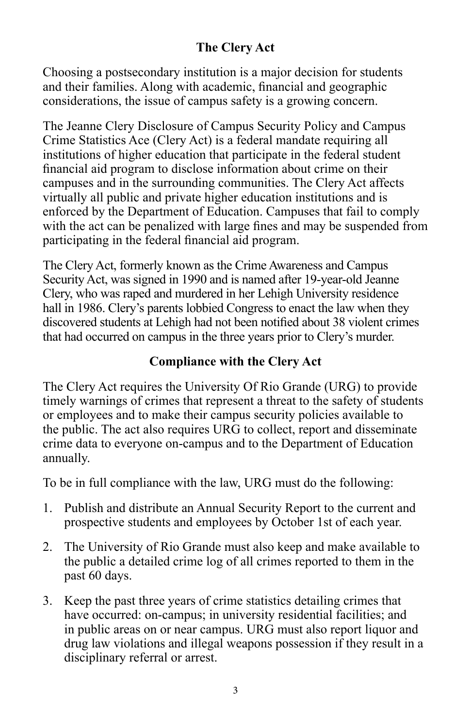## The Clery Act

Choosing a postsecondary institution is a major decision for students and their families. Along with academic, financial and geographic considerations, the issue of campus safety is a growing concern.

The Jeanne Clery Disclosure of Campus Security Policy and Campus Crime Statistics Ace (Clery Act) is a federal mandate requiring all institutions of higher education that participate in the federal student financial aid program to disclose information about crime on their campuses and in the surrounding communities. The Clery Act affects virtually all public and private higher education institutions and is enforced by the Department of Education. Campuses that fail to comply with the act can be penalized with large fines and may be suspended from participating in the federal financial aid program.

The Clery Act, formerly known as the Crime Awareness and Campus Security Act, was signed in 1990 and is named after 19-year-old Jeanne Clery, who was raped and murdered in her Lehigh University residence hall in 1986. Clery's parents lobbied Congress to enact the law when they discovered students at Lehigh had not been notified about 38 violent crimes that had occurred on campus in the three years prior to Clery's murder.

## Compliance with the Clery Act

The Clery Act requires the University Of Rio Grande (URG) to provide timely warnings of crimes that represent a threat to the safety of students or employees and to make their campus security policies available to the public. The act also requires URG to collect, report and disseminate crime data to everyone on-campus and to the Department of Education annually.

To be in full compliance with the law, URG must do the following:

1. Publish and distribute an Annual Security Report to the current and prospective students and employees by October 1st of each year.
2. The University of Rio Grande must also keep and make available to the public a detailed crime log of all crimes reported to them in the past 60 days.
3. Keep the past three years of crime statistics detailing crimes that have occurred: on-campus; in university residential facilities; and in public areas on or near campus. URG must also report liquor and drug law violations and illegal weapons possession if they result in a disciplinary referral or arrest.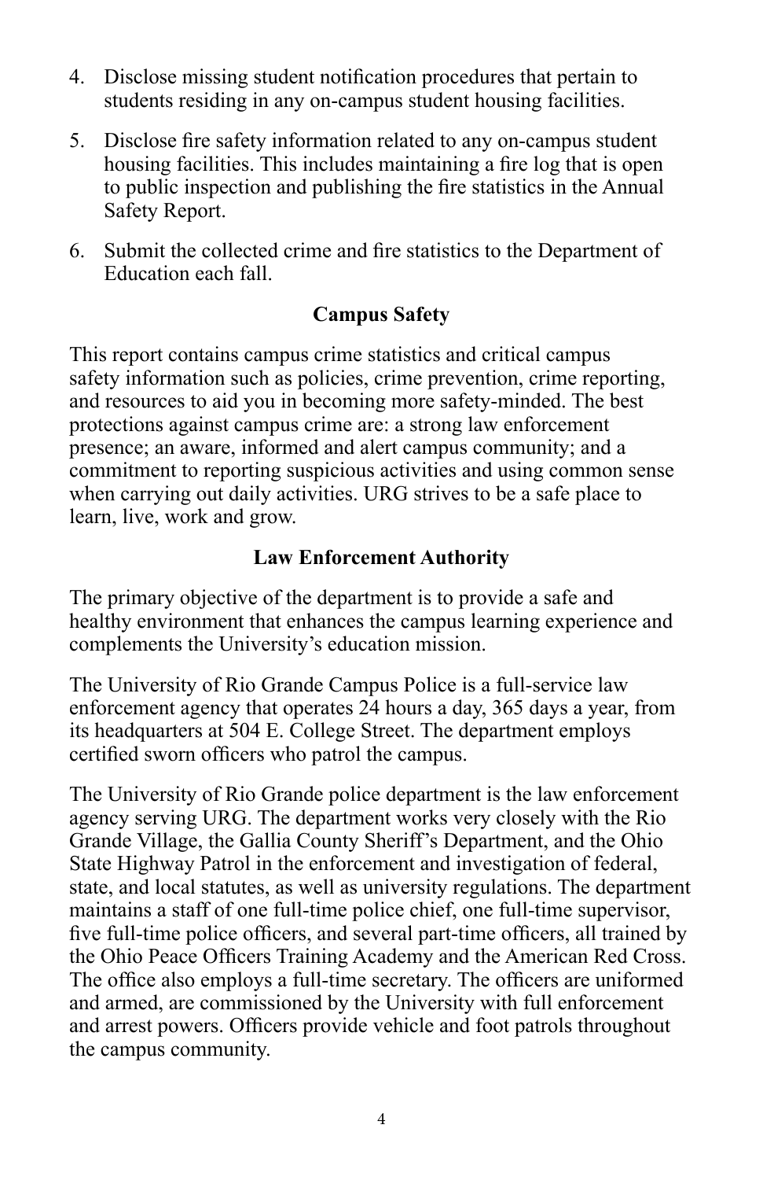4. Disclose missing student notification procedures that pertain to students residing in any on-campus student housing facilities.

5. Disclose fire safety information related to any on-campus student housing facilities. This includes maintaining a fire log that is open to public inspection and publishing the fire statistics in the Annual Safety Report.

6. Submit the collected crime and fire statistics to the Department of Education each fall.

## Campus Safety

This report contains campus crime statistics and critical campus safety information such as policies, crime prevention, crime reporting, and resources to aid you in becoming more safety-minded. The best protections against campus crime are: a strong law enforcement presence; an aware, informed and alert campus community; and a commitment to reporting suspicious activities and using common sense when carrying out daily activities. URG strives to be a safe place to learn, live, work and grow.

## Law Enforcement Authority

The primary objective of the department is to provide a safe and healthy environment that enhances the campus learning experience and complements the University's education mission.

The University of Rio Grande Campus Police is a full-service law enforcement agency that operates 24 hours a day, 365 days a year, from its headquarters at 504 E. College Street. The department employs certified sworn officers who patrol the campus.

The University of Rio Grande police department is the law enforcement agency serving URG. The department works very closely with the Rio Grande Village, the Gallia County Sheriff's Department, and the Ohio State Highway Patrol in the enforcement and investigation of federal, state, and local statutes, as well as university regulations. The department maintains a staff of one full-time police chief, one full-time supervisor, five full-time police officers, and several part-time officers, all trained by the Ohio Peace Officers Training Academy and the American Red Cross. The office also employs a full-time secretary. The officers are uniformed and armed, are commissioned by the University with full enforcement and arrest powers. Officers provide vehicle and foot patrols throughout the campus community.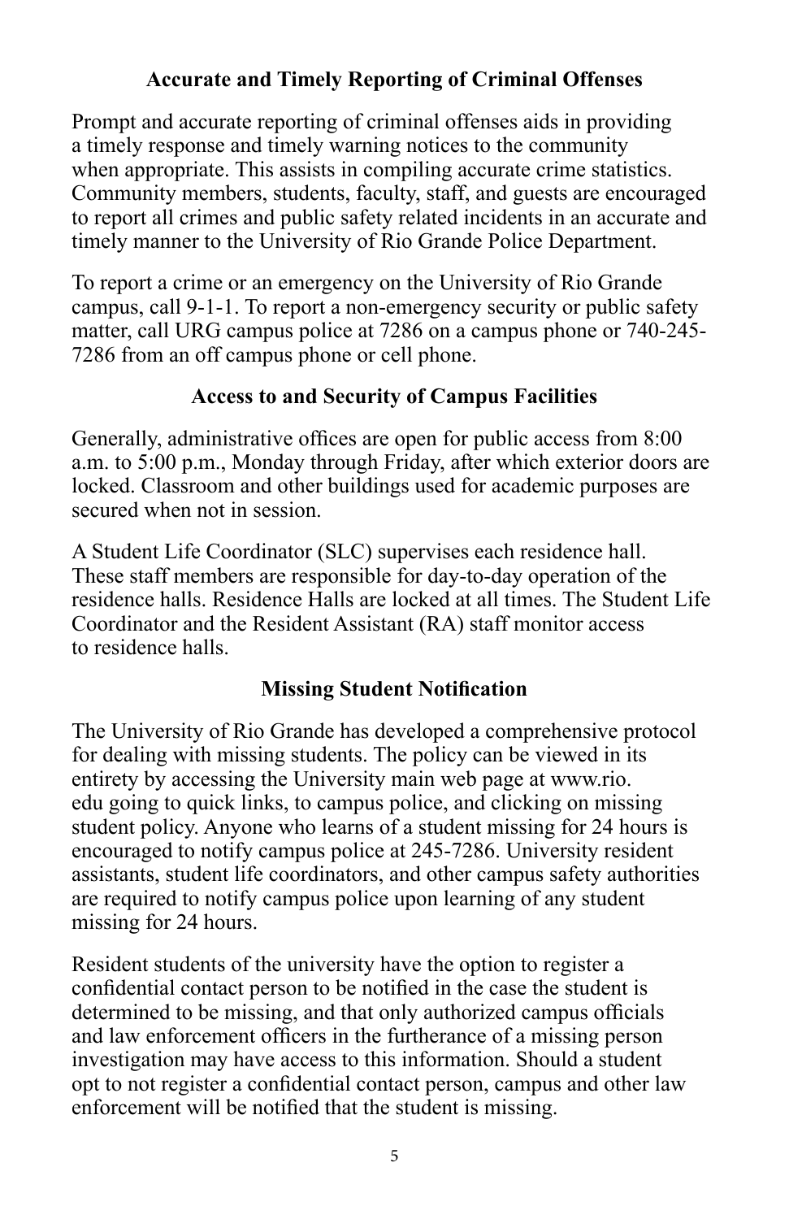## Accurate and Timely Reporting of Criminal Offenses

Prompt and accurate reporting of criminal offenses aids in providing a timely response and timely warning notices to the community when appropriate. This assists in compiling accurate crime statistics. Community members, students, faculty, staff, and guests are encouraged to report all crimes and public safety related incidents in an accurate and timely manner to the University of Rio Grande Police Department.

To report a crime or an emergency on the University of Rio Grande campus, call 9-1-1. To report a non-emergency security or public safety matter, call URG campus police at 7286 on a campus phone or 740-245-7286 from an off campus phone or cell phone.

## Access to and Security of Campus Facilities

Generally, administrative offices are open for public access from 8:00 a.m. to 5:00 p.m., Monday through Friday, after which exterior doors are locked. Classroom and other buildings used for academic purposes are secured when not in session.

A Student Life Coordinator (SLC) supervises each residence hall. These staff members are responsible for day-to-day operation of the residence halls. Residence Halls are locked at all times. The Student Life Coordinator and the Resident Assistant (RA) staff monitor access to residence halls.

## Missing Student Notification

The University of Rio Grande has developed a comprehensive protocol for dealing with missing students. The policy can be viewed in its entirety by accessing the University main web page at www.rio.edu going to quick links, to campus police, and clicking on missing student policy. Anyone who learns of a student missing for 24 hours is encouraged to notify campus police at 245-7286. University resident assistants, student life coordinators, and other campus safety authorities are required to notify campus police upon learning of any student missing for 24 hours.

Resident students of the university have the option to register a confidential contact person to be notified in the case the student is determined to be missing, and that only authorized campus officials and law enforcement officers in the furtherance of a missing person investigation may have access to this information. Should a student opt to not register a confidential contact person, campus and other law enforcement will be notified that the student is missing.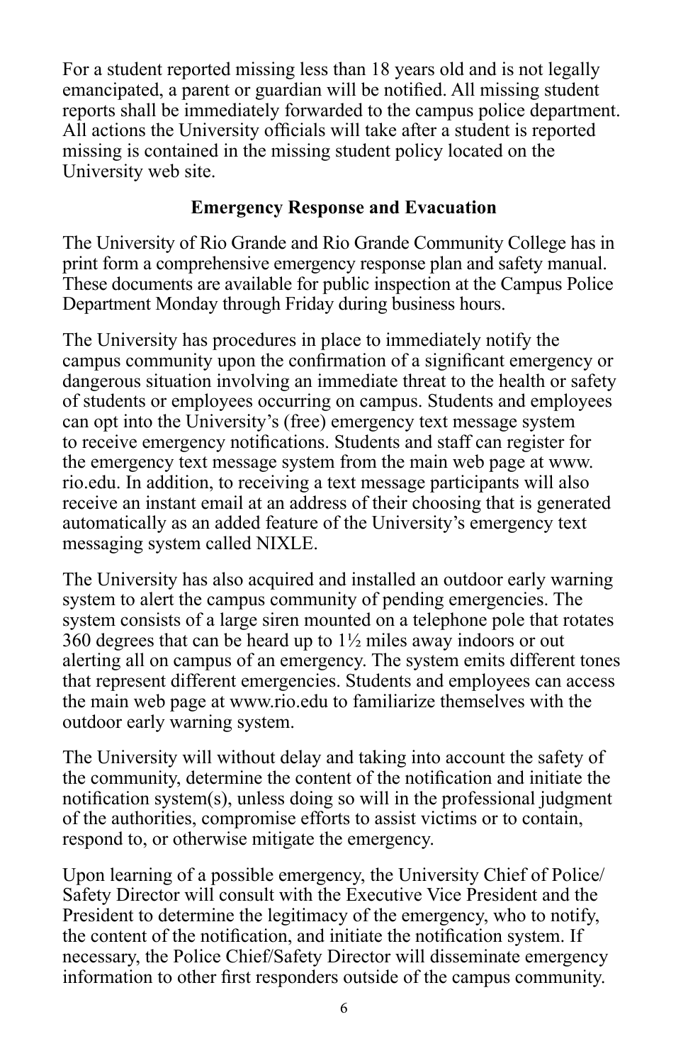For a student reported missing less than 18 years old and is not legally emancipated, a parent or guardian will be notified. All missing student reports shall be immediately forwarded to the campus police department. All actions the University officials will take after a student is reported missing is contained in the missing student policy located on the University web site.

### Emergency Response and Evacuation

The University of Rio Grande and Rio Grande Community College has in print form a comprehensive emergency response plan and safety manual. These documents are available for public inspection at the Campus Police Department Monday through Friday during business hours.

The University has procedures in place to immediately notify the campus community upon the confirmation of a significant emergency or dangerous situation involving an immediate threat to the health or safety of students or employees occurring on campus. Students and employees can opt into the University's (free) emergency text message system to receive emergency notifications. Students and staff can register for the emergency text message system from the main web page at www.rio.edu. In addition, to receiving a text message participants will also receive an instant email at an address of their choosing that is generated automatically as an added feature of the University's emergency text messaging system called NIXLE.

The University has also acquired and installed an outdoor early warning system to alert the campus community of pending emergencies. The system consists of a large siren mounted on a telephone pole that rotates 360 degrees that can be heard up to 1½ miles away indoors or out alerting all on campus of an emergency. The system emits different tones that represent different emergencies. Students and employees can access the main web page at www.rio.edu to familiarize themselves with the outdoor early warning system.

The University will without delay and taking into account the safety of the community, determine the content of the notification and initiate the notification system(s), unless doing so will in the professional judgment of the authorities, compromise efforts to assist victims or to contain, respond to, or otherwise mitigate the emergency.

Upon learning of a possible emergency, the University Chief of Police/Safety Director will consult with the Executive Vice President and the President to determine the legitimacy of the emergency, who to notify, the content of the notification, and initiate the notification system. If necessary, the Police Chief/Safety Director will disseminate emergency information to other first responders outside of the campus community.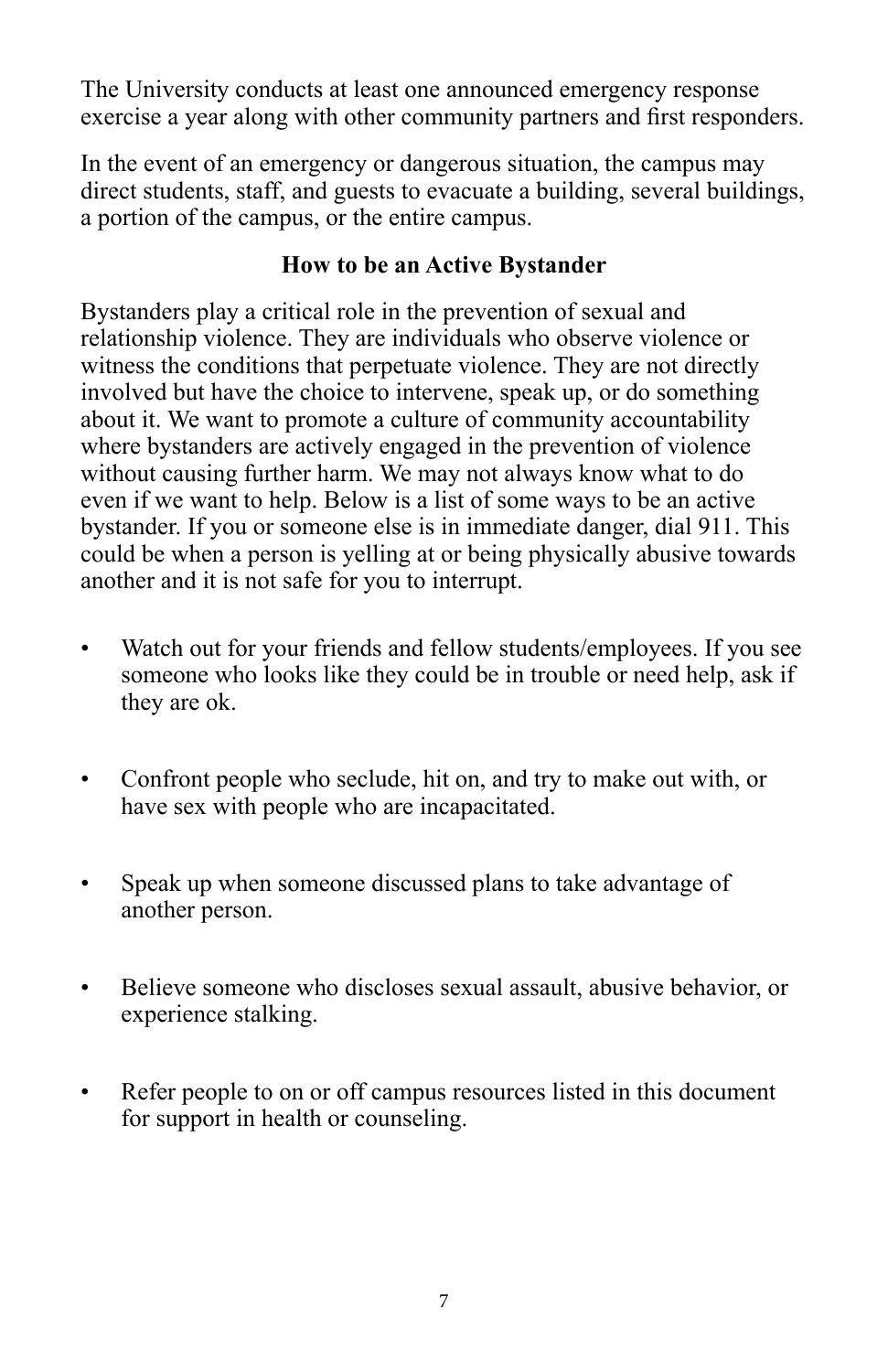The University conducts at least one announced emergency response exercise a year along with other community partners and first responders.

In the event of an emergency or dangerous situation, the campus may direct students, staff, and guests to evacuate a building, several buildings, a portion of the campus, or the entire campus.

## How to be an Active Bystander

Bystanders play a critical role in the prevention of sexual and relationship violence. They are individuals who observe violence or witness the conditions that perpetuate violence. They are not directly involved but have the choice to intervene, speak up, or do something about it. We want to promote a culture of community accountability where bystanders are actively engaged in the prevention of violence without causing further harm. We may not always know what to do even if we want to help. Below is a list of some ways to be an active bystander. If you or someone else is in immediate danger, dial 911. This could be when a person is yelling at or being physically abusive towards another and it is not safe for you to interrupt.

- Watch out for your friends and fellow students/employees. If you see someone who looks like they could be in trouble or need help, ask if they are ok.

- Confront people who seclude, hit on, and try to make out with, or have sex with people who are incapacitated.

- Speak up when someone discussed plans to take advantage of another person.

- Believe someone who discloses sexual assault, abusive behavior, or experience stalking.

- Refer people to on or off campus resources listed in this document for support in health or counseling.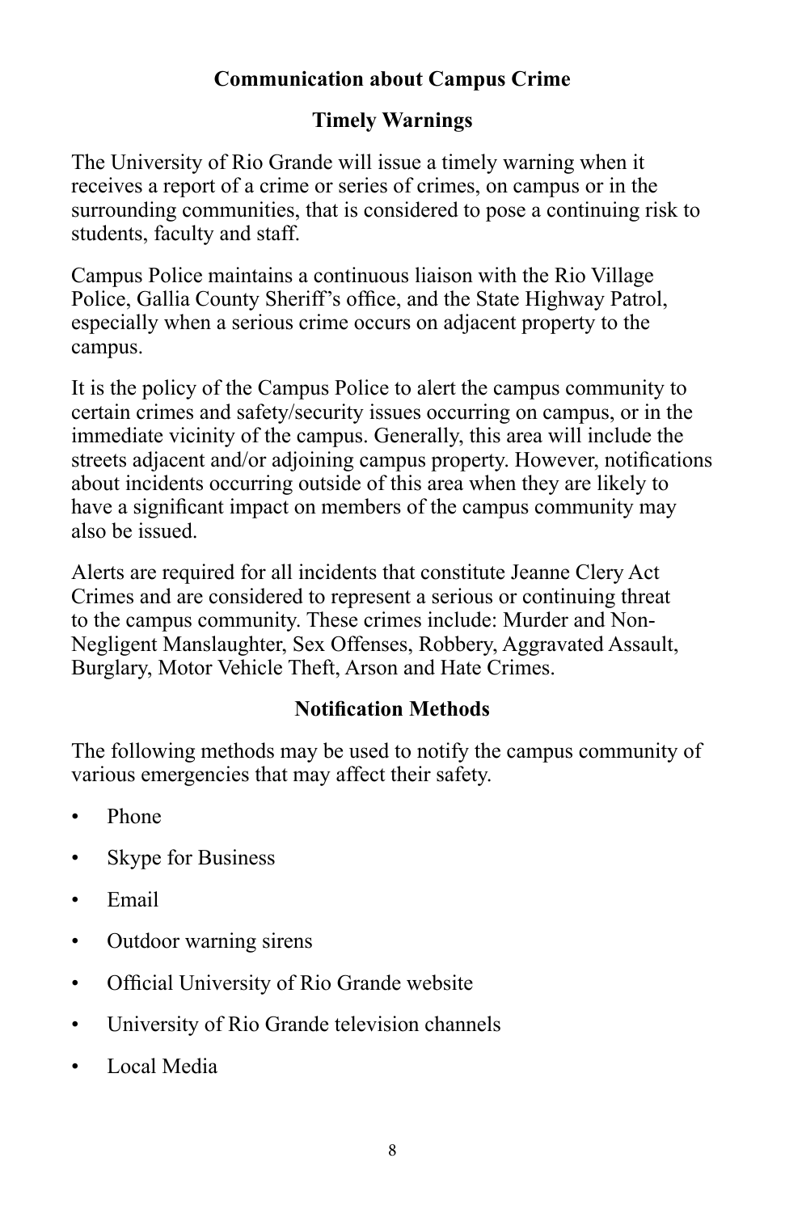## Communication about Campus Crime

### Timely Warnings

The University of Rio Grande will issue a timely warning when it receives a report of a crime or series of crimes, on campus or in the surrounding communities, that is considered to pose a continuing risk to students, faculty and staff.

Campus Police maintains a continuous liaison with the Rio Village Police, Gallia County Sheriff's office, and the State Highway Patrol, especially when a serious crime occurs on adjacent property to the campus.

It is the policy of the Campus Police to alert the campus community to certain crimes and safety/security issues occurring on campus, or in the immediate vicinity of the campus. Generally, this area will include the streets adjacent and/or adjoining campus property. However, notifications about incidents occurring outside of this area when they are likely to have a significant impact on members of the campus community may also be issued.

Alerts are required for all incidents that constitute Jeanne Clery Act Crimes and are considered to represent a serious or continuing threat to the campus community. These crimes include: Murder and Non-Negligent Manslaughter, Sex Offenses, Robbery, Aggravated Assault, Burglary, Motor Vehicle Theft, Arson and Hate Crimes.

### Notification Methods

The following methods may be used to notify the campus community of various emergencies that may affect their safety.

- Phone
- Skype for Business
- Email
- Outdoor warning sirens
- Official University of Rio Grande website
- University of Rio Grande television channels
- Local Media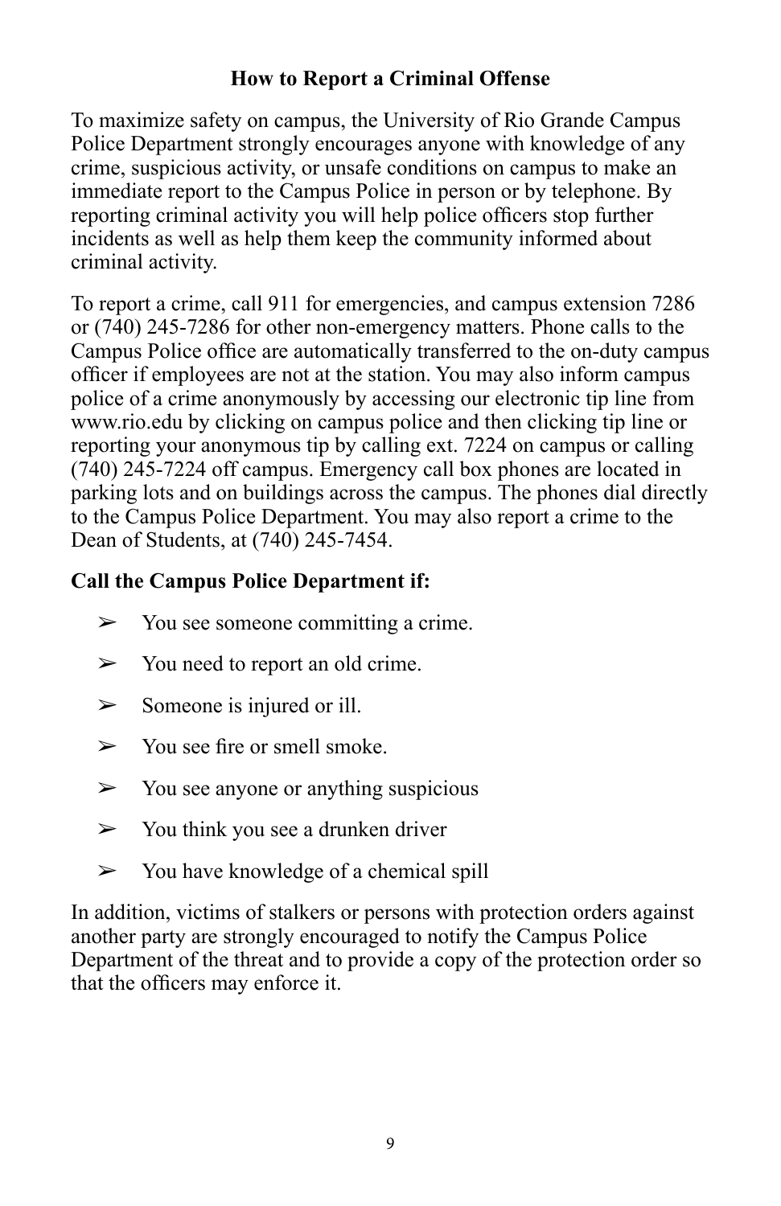## How to Report a Criminal Offense

To maximize safety on campus, the University of Rio Grande Campus Police Department strongly encourages anyone with knowledge of any crime, suspicious activity, or unsafe conditions on campus to make an immediate report to the Campus Police in person or by telephone. By reporting criminal activity you will help police officers stop further incidents as well as help them keep the community informed about criminal activity.

To report a crime, call 911 for emergencies, and campus extension 7286 or (740) 245-7286 for other non-emergency matters. Phone calls to the Campus Police office are automatically transferred to the on-duty campus officer if employees are not at the station. You may also inform campus police of a crime anonymously by accessing our electronic tip line from www.rio.edu by clicking on campus police and then clicking tip line or reporting your anonymous tip by calling ext. 7224 on campus or calling (740) 245-7224 off campus. Emergency call box phones are located in parking lots and on buildings across the campus. The phones dial directly to the Campus Police Department. You may also report a crime to the Dean of Students, at (740) 245-7454.

**Call the Campus Police Department if:**

- You see someone committing a crime.
- You need to report an old crime.
- Someone is injured or ill.
- You see fire or smell smoke.
- You see anyone or anything suspicious
- You think you see a drunken driver
- You have knowledge of a chemical spill

In addition, victims of stalkers or persons with protection orders against another party are strongly encouraged to notify the Campus Police Department of the threat and to provide a copy of the protection order so that the officers may enforce it.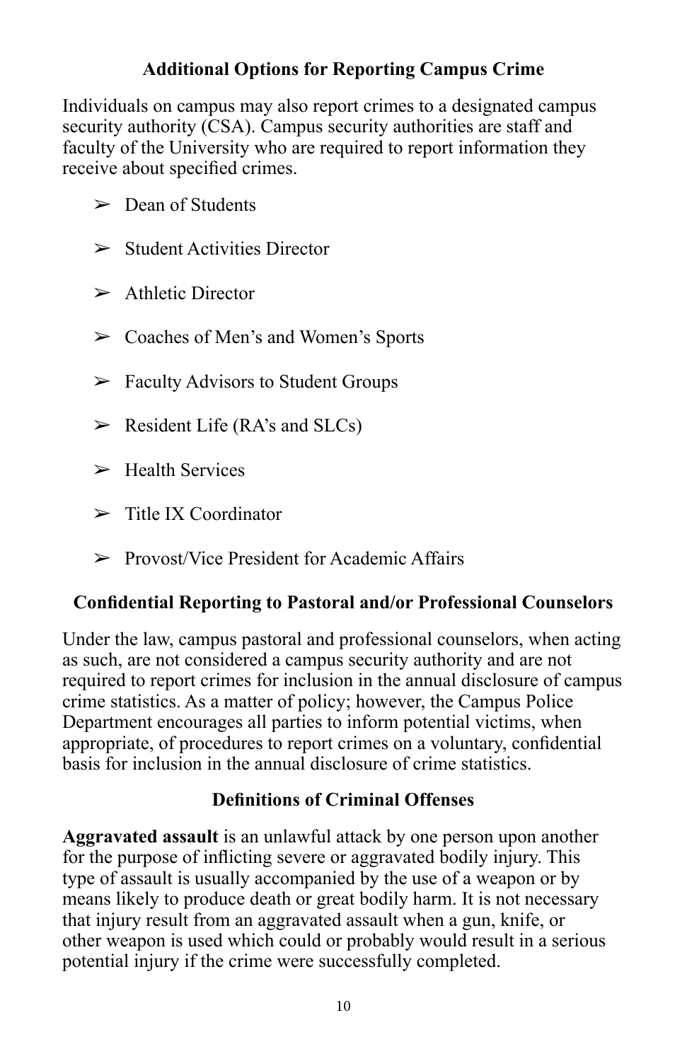### Additional Options for Reporting Campus Crime

Individuals on campus may also report crimes to a designated campus security authority (CSA). Campus security authorities are staff and faculty of the University who are required to report information they receive about specified crimes.

- Dean of Students
- Student Activities Director
- Athletic Director
- Coaches of Men's and Women's Sports
- Faculty Advisors to Student Groups
- Resident Life (RA's and SLCs)
- Health Services
- Title IX Coordinator
- Provost/Vice President for Academic Affairs

### Confidential Reporting to Pastoral and/or Professional Counselors

Under the law, campus pastoral and professional counselors, when acting as such, are not considered a campus security authority and are not required to report crimes for inclusion in the annual disclosure of campus crime statistics. As a matter of policy; however, the Campus Police Department encourages all parties to inform potential victims, when appropriate, of procedures to report crimes on a voluntary, confidential basis for inclusion in the annual disclosure of crime statistics.

### Definitions of Criminal Offenses

**Aggravated assault** is an unlawful attack by one person upon another for the purpose of inflicting severe or aggravated bodily injury. This type of assault is usually accompanied by the use of a weapon or by means likely to produce death or great bodily harm. It is not necessary that injury result from an aggravated assault when a gun, knife, or other weapon is used which could or probably would result in a serious potential injury if the crime were successfully completed.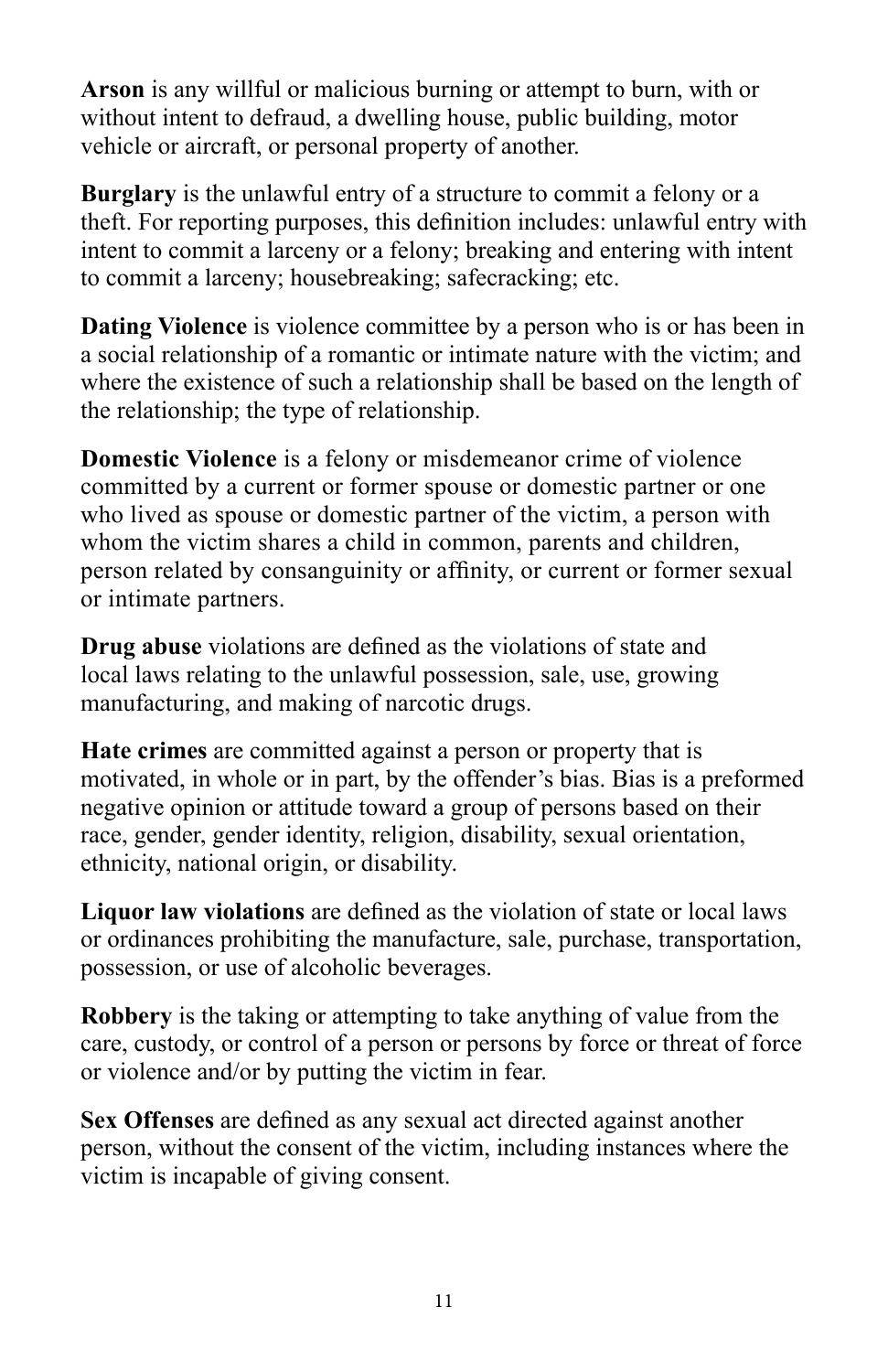**Arson** is any willful or malicious burning or attempt to burn, with or without intent to defraud, a dwelling house, public building, motor vehicle or aircraft, or personal property of another.

**Burglary** is the unlawful entry of a structure to commit a felony or a theft. For reporting purposes, this definition includes: unlawful entry with intent to commit a larceny or a felony; breaking and entering with intent to commit a larceny; housebreaking; safecracking; etc.

**Dating Violence** is violence committee by a person who is or has been in a social relationship of a romantic or intimate nature with the victim; and where the existence of such a relationship shall be based on the length of the relationship; the type of relationship.

**Domestic Violence** is a felony or misdemeanor crime of violence committed by a current or former spouse or domestic partner or one who lived as spouse or domestic partner of the victim, a person with whom the victim shares a child in common, parents and children, person related by consanguinity or affinity, or current or former sexual or intimate partners.

**Drug abuse** violations are defined as the violations of state and local laws relating to the unlawful possession, sale, use, growing manufacturing, and making of narcotic drugs.

**Hate crimes** are committed against a person or property that is motivated, in whole or in part, by the offender's bias. Bias is a preformed negative opinion or attitude toward a group of persons based on their race, gender, gender identity, religion, disability, sexual orientation, ethnicity, national origin, or disability.

**Liquor law violations** are defined as the violation of state or local laws or ordinances prohibiting the manufacture, sale, purchase, transportation, possession, or use of alcoholic beverages.

**Robbery** is the taking or attempting to take anything of value from the care, custody, or control of a person or persons by force or threat of force or violence and/or by putting the victim in fear.

**Sex Offenses** are defined as any sexual act directed against another person, without the consent of the victim, including instances where the victim is incapable of giving consent.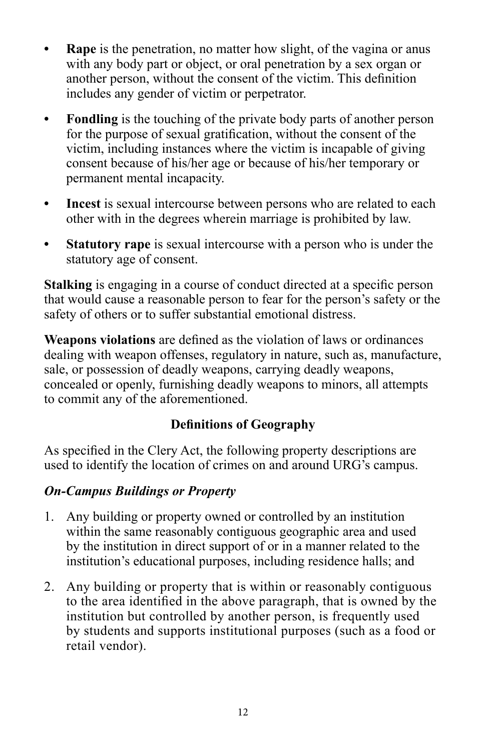- **Rape** is the penetration, no matter how slight, of the vagina or anus with any body part or object, or oral penetration by a sex organ or another person, without the consent of the victim. This definition includes any gender of victim or perpetrator.
- **Fondling** is the touching of the private body parts of another person for the purpose of sexual gratification, without the consent of the victim, including instances where the victim is incapable of giving consent because of his/her age or because of his/her temporary or permanent mental incapacity.
- **Incest** is sexual intercourse between persons who are related to each other with in the degrees wherein marriage is prohibited by law.
- **Statutory rape** is sexual intercourse with a person who is under the statutory age of consent.

**Stalking** is engaging in a course of conduct directed at a specific person that would cause a reasonable person to fear for the person's safety or the safety of others or to suffer substantial emotional distress.

**Weapons violations** are defined as the violation of laws or ordinances dealing with weapon offenses, regulatory in nature, such as, manufacture, sale, or possession of deadly weapons, carrying deadly weapons, concealed or openly, furnishing deadly weapons to minors, all attempts to commit any of the aforementioned.

## Definitions of Geography

As specified in the Clery Act, the following property descriptions are used to identify the location of crimes on and around URG's campus.

### *On-Campus Buildings or Property*

1. Any building or property owned or controlled by an institution within the same reasonably contiguous geographic area and used by the institution in direct support of or in a manner related to the institution's educational purposes, including residence halls; and
2. Any building or property that is within or reasonably contiguous to the area identified in the above paragraph, that is owned by the institution but controlled by another person, is frequently used by students and supports institutional purposes (such as a food or retail vendor).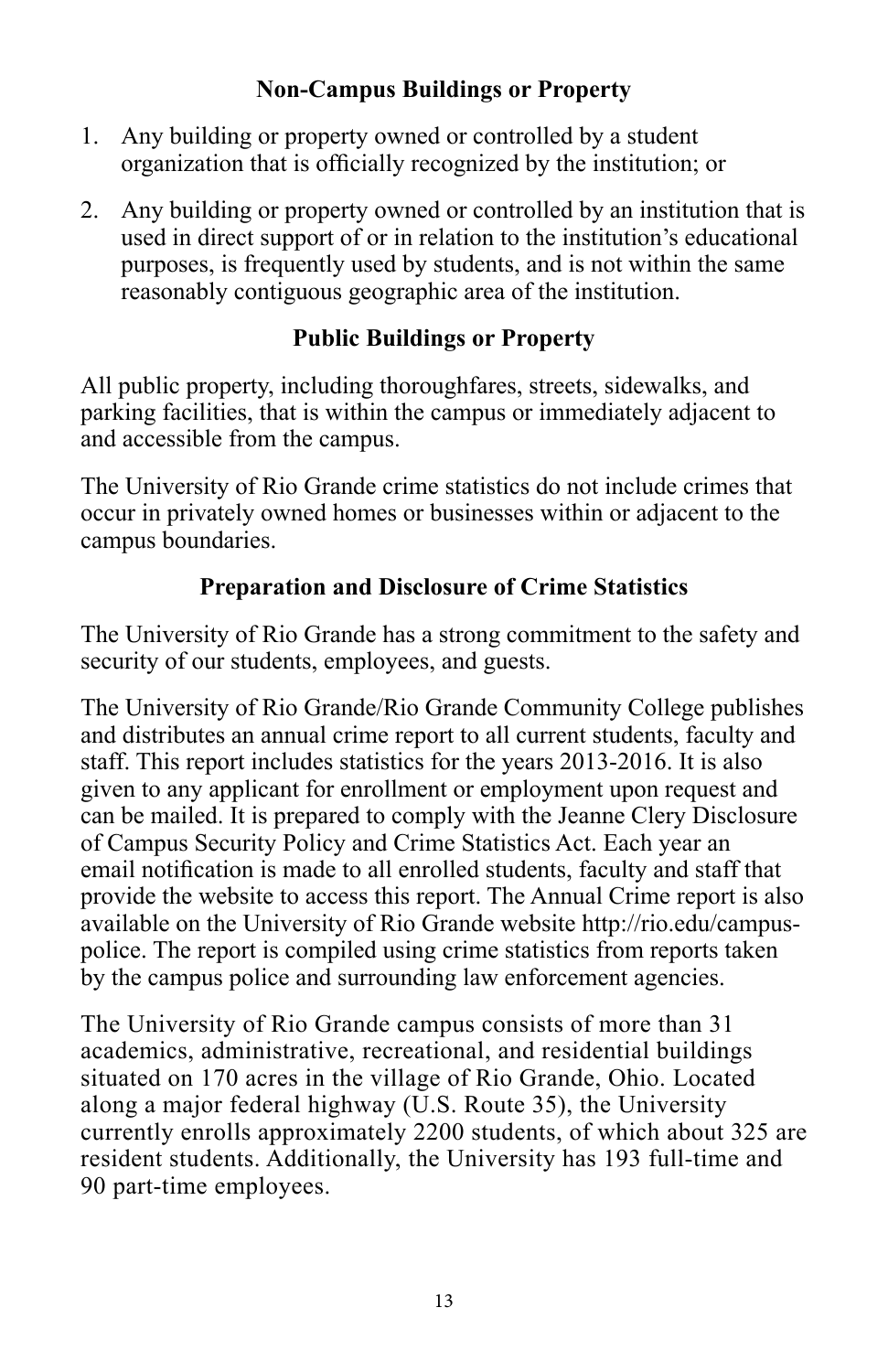## Non-Campus Buildings or Property

1. Any building or property owned or controlled by a student organization that is officially recognized by the institution; or
2. Any building or property owned or controlled by an institution that is used in direct support of or in relation to the institution's educational purposes, is frequently used by students, and is not within the same reasonably contiguous geographic area of the institution.

## Public Buildings or Property

All public property, including thoroughfares, streets, sidewalks, and parking facilities, that is within the campus or immediately adjacent to and accessible from the campus.

The University of Rio Grande crime statistics do not include crimes that occur in privately owned homes or businesses within or adjacent to the campus boundaries.

## Preparation and Disclosure of Crime Statistics

The University of Rio Grande has a strong commitment to the safety and security of our students, employees, and guests.

The University of Rio Grande/Rio Grande Community College publishes and distributes an annual crime report to all current students, faculty and staff. This report includes statistics for the years 2013-2016. It is also given to any applicant for enrollment or employment upon request and can be mailed. It is prepared to comply with the Jeanne Clery Disclosure of Campus Security Policy and Crime Statistics Act. Each year an email notification is made to all enrolled students, faculty and staff that provide the website to access this report. The Annual Crime report is also available on the University of Rio Grande website http://rio.edu/campus-police. The report is compiled using crime statistics from reports taken by the campus police and surrounding law enforcement agencies.

The University of Rio Grande campus consists of more than 31 academics, administrative, recreational, and residential buildings situated on 170 acres in the village of Rio Grande, Ohio. Located along a major federal highway (U.S. Route 35), the University currently enrolls approximately 2200 students, of which about 325 are resident students. Additionally, the University has 193 full-time and 90 part-time employees.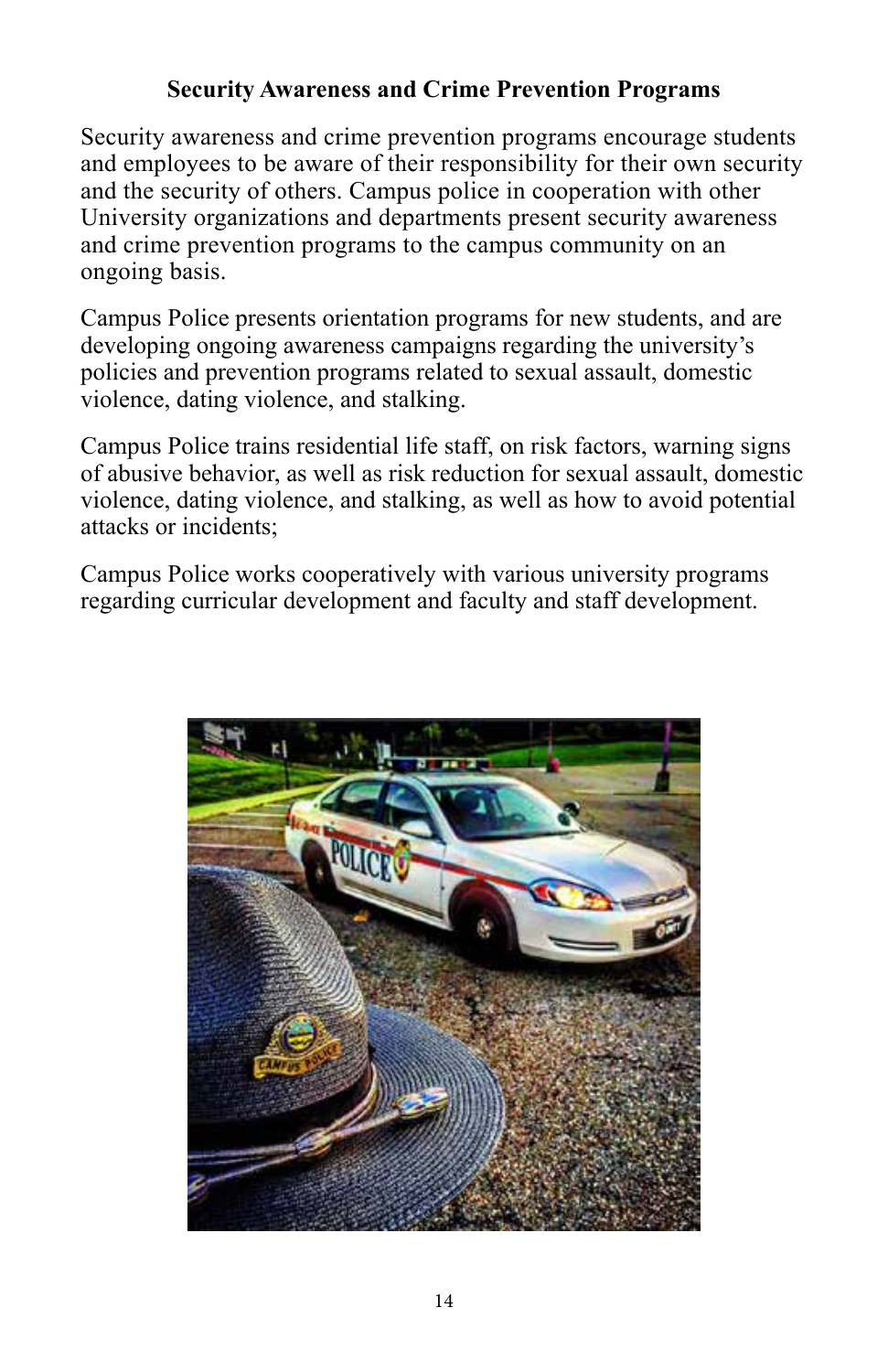## Security Awareness and Crime Prevention Programs

Security awareness and crime prevention programs encourage students and employees to be aware of their responsibility for their own security and the security of others. Campus police in cooperation with other University organizations and departments present security awareness and crime prevention programs to the campus community on an ongoing basis.

Campus Police presents orientation programs for new students, and are developing ongoing awareness campaigns regarding the university's policies and prevention programs related to sexual assault, domestic violence, dating violence, and stalking.

Campus Police trains residential life staff, on risk factors, warning signs of abusive behavior, as well as risk reduction for sexual assault, domestic violence, dating violence, and stalking, as well as how to avoid potential attacks or incidents;

Campus Police works cooperatively with various university programs regarding curricular development and faculty and staff development.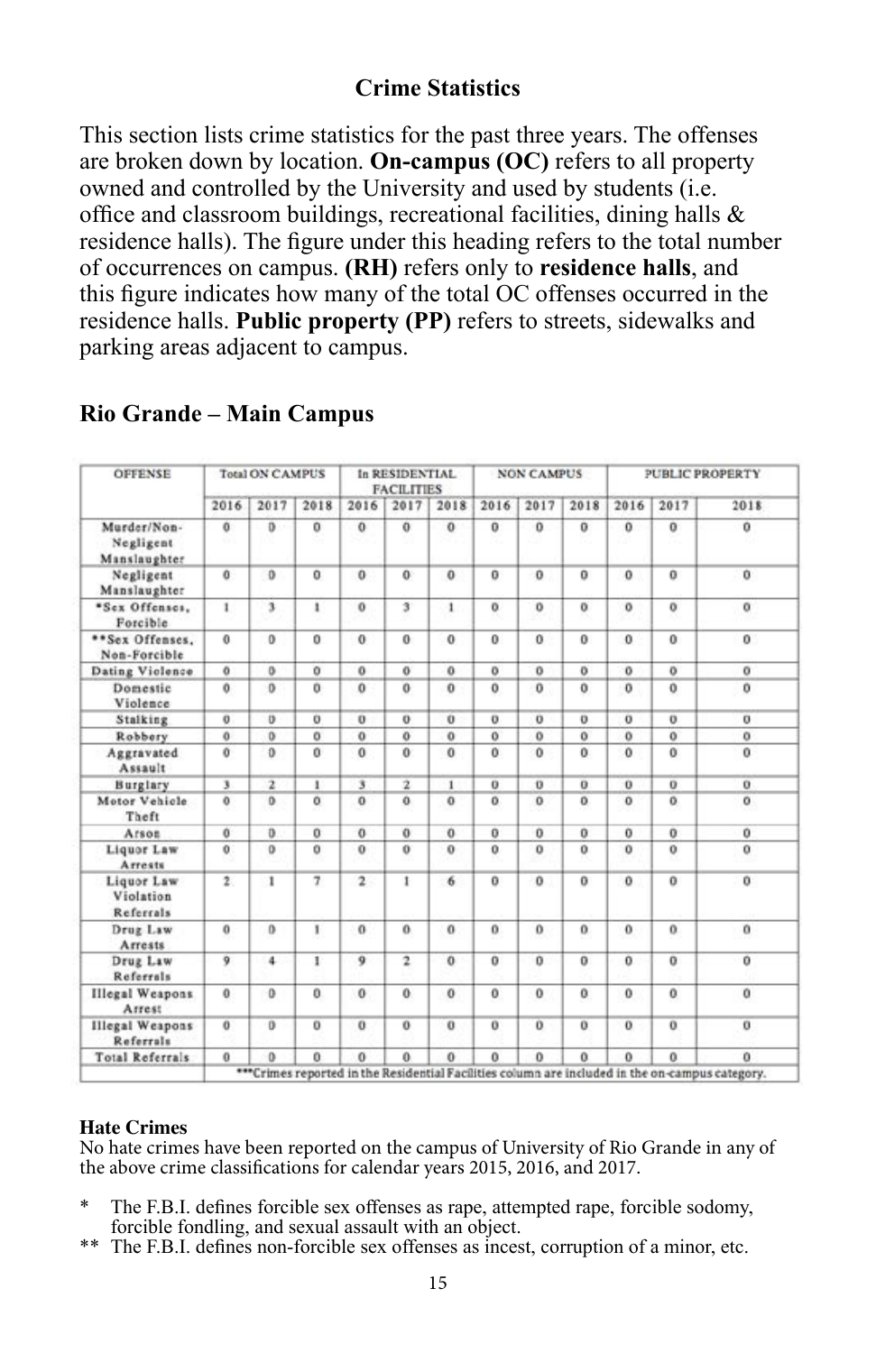## Crime Statistics

This section lists crime statistics for the past three years. The offenses are broken down by location. **On-campus (OC)** refers to all property owned and controlled by the University and used by students (i.e. office and classroom buildings, recreational facilities, dining halls & residence halls). The figure under this heading refers to the total number of occurrences on campus. **(RH)** refers only to **residence halls**, and this figure indicates how many of the total OC offenses occurred in the residence halls. **Public property (PP)** refers to streets, sidewalks and parking areas adjacent to campus.

## Rio Grande – Main Campus

| OFFENSE | Total ON CAMPUS | | | In RESIDENTIAL FACILITIES | | | NON CAMPUS | | | PUBLIC PROPERTY | | |
|---|---|---|---|---|---|---|---|---|---|---|---|---|
| | 2016 | 2017 | 2018 | 2016 | 2017 | 2018 | 2016 | 2017 | 2018 | 2016 | 2017 | 2018 |
| Murder/Non-Negligent Manslaughter | 0 | 0 | 0 | 0 | 0 | 0 | 0 | 0 | 0 | 0 | 0 | 0 |
| Negligent Manslaughter | 0 | 0 | 0 | 0 | 0 | 0 | 0 | 0 | 0 | 0 | 0 | 0 |
| *Sex Offenses, Forcible | 1 | 3 | 1 | 0 | 3 | 1 | 0 | 0 | 0 | 0 | 0 | 0 |
| **Sex Offenses, Non-Forcible | 0 | 0 | 0 | 0 | 0 | 0 | 0 | 0 | 0 | 0 | 0 | 0 |
| Dating Violence | 0 | 0 | 0 | 0 | 0 | 0 | 0 | 0 | 0 | 0 | 0 | 0 |
| Domestic Violence | 0 | 0 | 0 | 0 | 0 | 0 | 0 | 0 | 0 | 0 | 0 | 0 |
| Stalking | 0 | 0 | 0 | 0 | 0 | 0 | 0 | 0 | 0 | 0 | 0 | 0 |
| Robbery | 0 | 0 | 0 | 0 | 0 | 0 | 0 | 0 | 0 | 0 | 0 | 0 |
| Aggravated Assault | 0 | 0 | 0 | 0 | 0 | 0 | 0 | 0 | 0 | 0 | 0 | 0 |
| Burglary | 3 | 2 | 1 | 3 | 2 | 1 | 0 | 0 | 0 | 0 | 0 | 0 |
| Motor Vehicle Theft | 0 | 0 | 0 | 0 | 0 | 0 | 0 | 0 | 0 | 0 | 0 | 0 |
| Arson | 0 | 0 | 0 | 0 | 0 | 0 | 0 | 0 | 0 | 0 | 0 | 0 |
| Liquor Law Arrests | 0 | 0 | 0 | 0 | 0 | 0 | 0 | 0 | 0 | 0 | 0 | 0 |
| Liquor Law Violation Referrals | 2 | 1 | 7 | 2 | 1 | 6 | 0 | 0 | 0 | 0 | 0 | 0 |
| Drug Law Arrests | 0 | 0 | 1 | 0 | 0 | 0 | 0 | 0 | 0 | 0 | 0 | 0 |
| Drug Law Referrals | 9 | 4 | 1 | 9 | 2 | 0 | 0 | 0 | 0 | 0 | 0 | 0 |
| Illegal Weapons Arrest | 0 | 0 | 0 | 0 | 0 | 0 | 0 | 0 | 0 | 0 | 0 | 0 |
| Illegal Weapons Referrals | 0 | 0 | 0 | 0 | 0 | 0 | 0 | 0 | 0 | 0 | 0 | 0 |
| Total Referrals | 0 | 0 | 0 | 0 | 0 | 0 | 0 | 0 | 0 | 0 | 0 | 0 |
| | ***Crimes reported in the Residential Facilities column are included in the on-campus category. | | | | | | | | | | | |

**Hate Crimes**
No hate crimes have been reported on the campus of University of Rio Grande in any of the above crime classifications for calendar years 2015, 2016, and 2017.

\* The F.B.I. defines forcible sex offenses as rape, attempted rape, forcible sodomy, forcible fondling, and sexual assault with an object.

** The F.B.I. defines non-forcible sex offenses as incest, corruption of a minor, etc.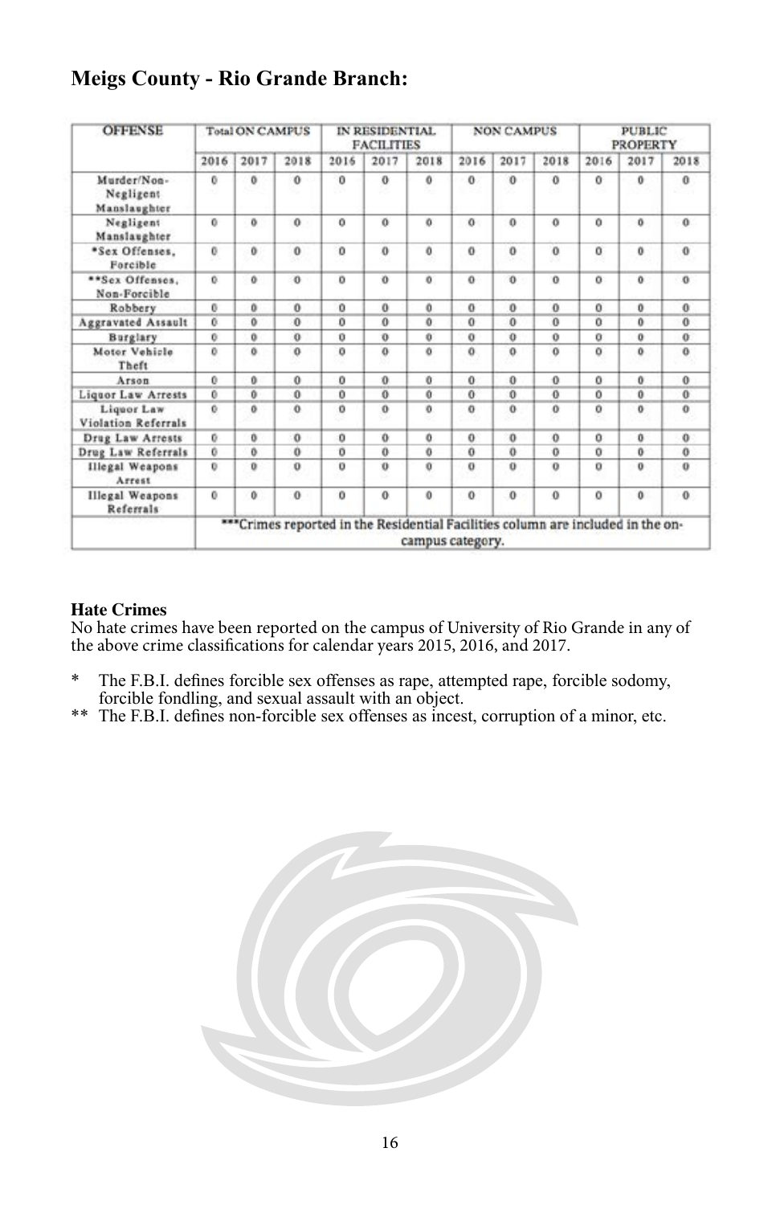## Meigs County - Rio Grande Branch:

| OFFENSE | Total ON CAMPUS | | | IN RESIDENTIAL FACILITIES | | | NON CAMPUS | | | PUBLIC PROPERTY | | |
|---|---|---|---|---|---|---|---|---|---|---|---|---|
| | 2016 | 2017 | 2018 | 2016 | 2017 | 2018 | 2016 | 2017 | 2018 | 2016 | 2017 | 2018 |
| Murder/Non-Negligent Manslaughter | 0 | 0 | 0 | 0 | 0 | 0 | 0 | 0 | 0 | 0 | 0 | 0 |
| Negligent Manslaughter | 0 | 0 | 0 | 0 | 0 | 0 | 0 | 0 | 0 | 0 | 0 | 0 |
| *Sex Offenses, Forcible | 0 | 0 | 0 | 0 | 0 | 0 | 0 | 0 | 0 | 0 | 0 | 0 |
| **Sex Offenses, Non-Forcible | 0 | 0 | 0 | 0 | 0 | 0 | 0 | 0 | 0 | 0 | 0 | 0 |
| Robbery | 0 | 0 | 0 | 0 | 0 | 0 | 0 | 0 | 0 | 0 | 0 | 0 |
| Aggravated Assault | 0 | 0 | 0 | 0 | 0 | 0 | 0 | 0 | 0 | 0 | 0 | 0 |
| Burglary | 0 | 0 | 0 | 0 | 0 | 0 | 0 | 0 | 0 | 0 | 0 | 0 |
| Motor Vehicle Theft | 0 | 0 | 0 | 0 | 0 | 0 | 0 | 0 | 0 | 0 | 0 | 0 |
| Arson | 0 | 0 | 0 | 0 | 0 | 0 | 0 | 0 | 0 | 0 | 0 | 0 |
| Liquor Law Arrests | 0 | 0 | 0 | 0 | 0 | 0 | 0 | 0 | 0 | 0 | 0 | 0 |
| Liquor Law Violation Referrals | 0 | 0 | 0 | 0 | 0 | 0 | 0 | 0 | 0 | 0 | 0 | 0 |
| Drug Law Arrests | 0 | 0 | 0 | 0 | 0 | 0 | 0 | 0 | 0 | 0 | 0 | 0 |
| Drug Law Referrals | 0 | 0 | 0 | 0 | 0 | 0 | 0 | 0 | 0 | 0 | 0 | 0 |
| Illegal Weapons Arrest | 0 | 0 | 0 | 0 | 0 | 0 | 0 | 0 | 0 | 0 | 0 | 0 |
| Illegal Weapons Referrals | 0 | 0 | 0 | 0 | 0 | 0 | 0 | 0 | 0 | 0 | 0 | 0 |
| | ***Crimes reported in the Residential Facilities column are included in the on-campus category. | | | | | | | | | | | |

**Hate Crimes**
No hate crimes have been reported on the campus of University of Rio Grande in any of the above crime classifications for calendar years 2015, 2016, and 2017.

\* The F.B.I. defines forcible sex offenses as rape, attempted rape, forcible sodomy, forcible fondling, and sexual assault with an object.
** The F.B.I. defines non-forcible sex offenses as incest, corruption of a minor, etc.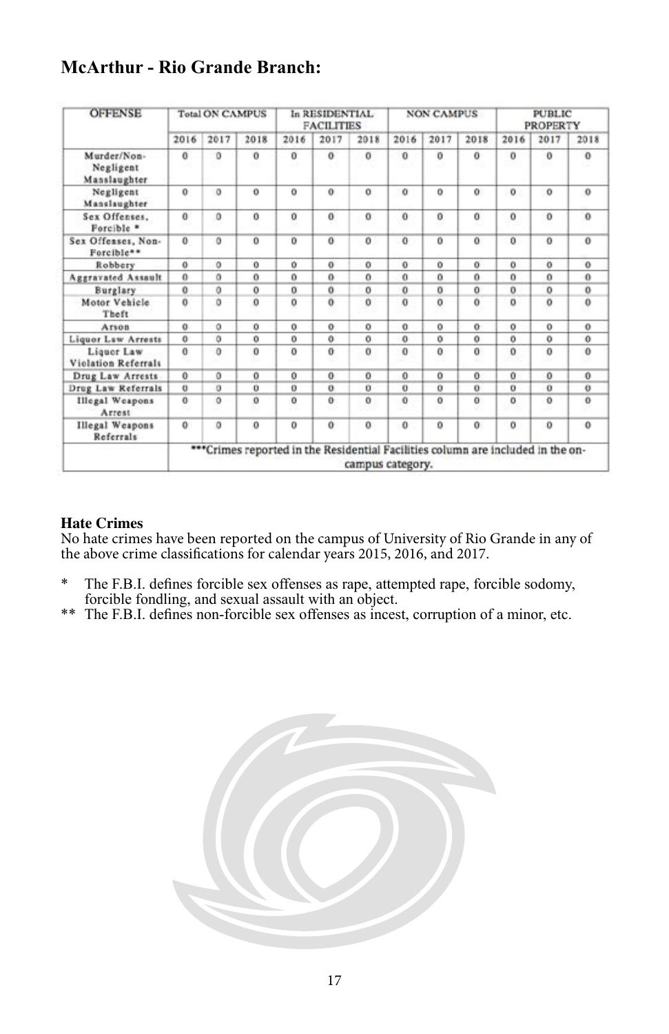## McArthur - Rio Grande Branch:

| OFFENSE | Total ON CAMPUS | | | In RESIDENTIAL FACILITIES | | | NON CAMPUS | | | PUBLIC PROPERTY | | |
|---|---|---|---|---|---|---|---|---|---|---|---|---|
| | 2016 | 2017 | 2018 | 2016 | 2017 | 2018 | 2016 | 2017 | 2018 | 2016 | 2017 | 2018 |
| Murder/Non-Negligent Manslaughter | 0 | 0 | 0 | 0 | 0 | 0 | 0 | 0 | 0 | 0 | 0 | 0 |
| Negligent Manslaughter | 0 | 0 | 0 | 0 | 0 | 0 | 0 | 0 | 0 | 0 | 0 | 0 |
| Sex Offenses, Forcible * | 0 | 0 | 0 | 0 | 0 | 0 | 0 | 0 | 0 | 0 | 0 | 0 |
| Sex Offenses, Non-Forcible** | 0 | 0 | 0 | 0 | 0 | 0 | 0 | 0 | 0 | 0 | 0 | 0 |
| Robbery | 0 | 0 | 0 | 0 | 0 | 0 | 0 | 0 | 0 | 0 | 0 | 0 |
| Aggravated Assault | 0 | 0 | 0 | 0 | 0 | 0 | 0 | 0 | 0 | 0 | 0 | 0 |
| Burglary | 0 | 0 | 0 | 0 | 0 | 0 | 0 | 0 | 0 | 0 | 0 | 0 |
| Motor Vehicle Theft | 0 | 0 | 0 | 0 | 0 | 0 | 0 | 0 | 0 | 0 | 0 | 0 |
| Arson | 0 | 0 | 0 | 0 | 0 | 0 | 0 | 0 | 0 | 0 | 0 | 0 |
| Liquor Law Arrests | 0 | 0 | 0 | 0 | 0 | 0 | 0 | 0 | 0 | 0 | 0 | 0 |
| Liquor Law Violation Referrals | 0 | 0 | 0 | 0 | 0 | 0 | 0 | 0 | 0 | 0 | 0 | 0 |
| Drug Law Arrests | 0 | 0 | 0 | 0 | 0 | 0 | 0 | 0 | 0 | 0 | 0 | 0 |
| Drug Law Referrals | 0 | 0 | 0 | 0 | 0 | 0 | 0 | 0 | 0 | 0 | 0 | 0 |
| Illegal Weapons Arrest | 0 | 0 | 0 | 0 | 0 | 0 | 0 | 0 | 0 | 0 | 0 | 0 |
| Illegal Weapons Referrals | 0 | 0 | 0 | 0 | 0 | 0 | 0 | 0 | 0 | 0 | 0 | 0 |
| | ***Crimes reported in the Residential Facilities column are included in the on-campus category. | | | | | | | | | | | |

**Hate Crimes**
No hate crimes have been reported on the campus of University of Rio Grande in any of the above crime classifications for calendar years 2015, 2016, and 2017.

\* The F.B.I. defines forcible sex offenses as rape, attempted rape, forcible sodomy, forcible fondling, and sexual assault with an object.
** The F.B.I. defines non-forcible sex offenses as incest, corruption of a minor, etc.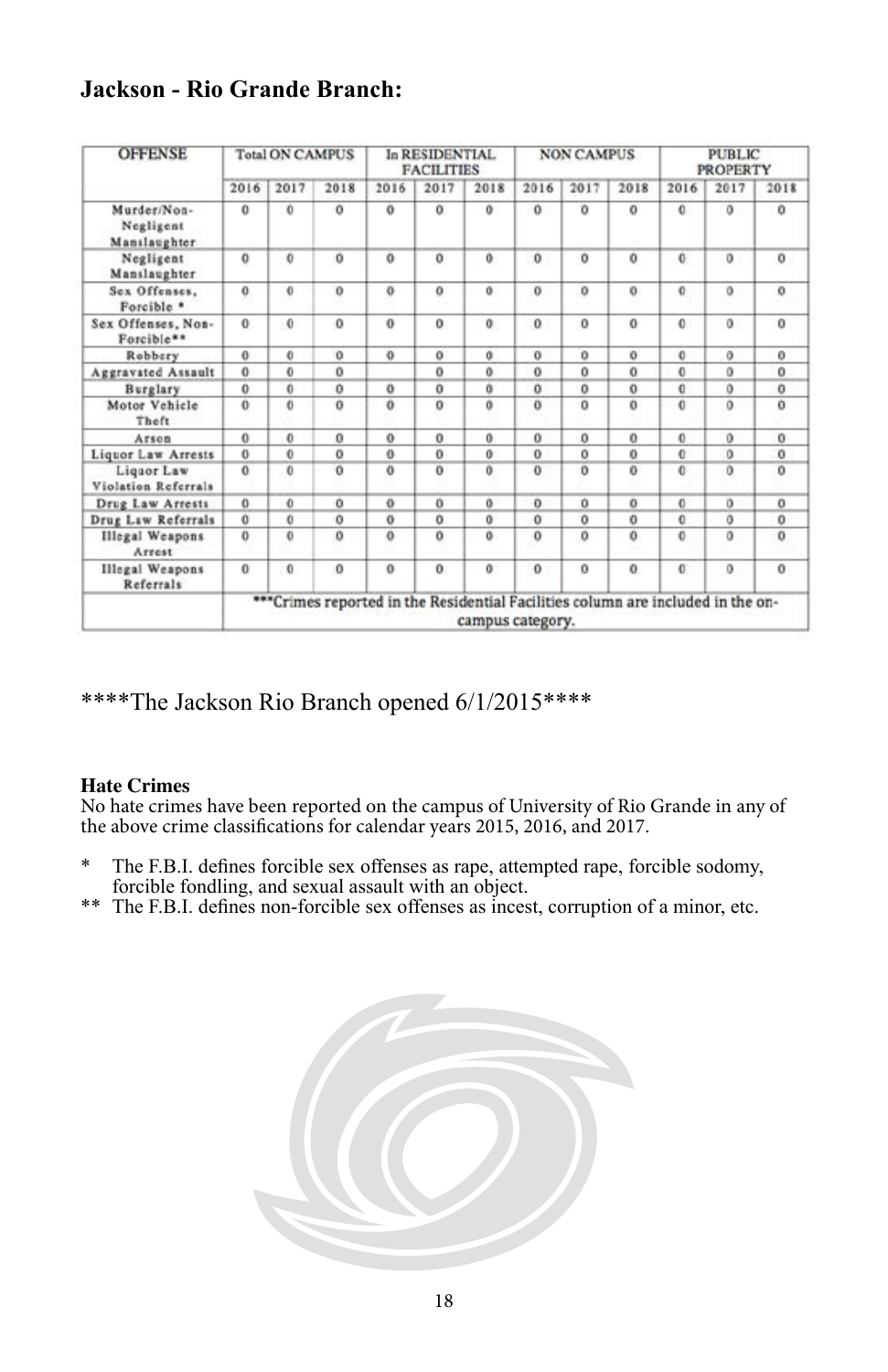## Jackson - Rio Grande Branch:

| OFFENSE | Total ON CAMPUS | | | In RESIDENTIAL FACILITIES | | | NON CAMPUS | | | PUBLIC PROPERTY | | |
|---|---|---|---|---|---|---|---|---|---|---|---|---|
| | 2016 | 2017 | 2018 | 2016 | 2017 | 2018 | 2016 | 2017 | 2018 | 2016 | 2017 | 2018 |
| Murder/Non-Negligent Manslaughter | 0 | 0 | 0 | 0 | 0 | 0 | 0 | 0 | 0 | 0 | 0 | 0 |
| Negligent Manslaughter | 0 | 0 | 0 | 0 | 0 | 0 | 0 | 0 | 0 | 0 | 0 | 0 |
| Sex Offenses, Forcible * | 0 | 0 | 0 | 0 | 0 | 0 | 0 | 0 | 0 | 0 | 0 | 0 |
| Sex Offenses, Non-Forcible** | 0 | 0 | 0 | 0 | 0 | 0 | 0 | 0 | 0 | 0 | 0 | 0 |
| Robbery | 0 | 0 | 0 | 0 | 0 | 0 | 0 | 0 | 0 | 0 | 0 | 0 |
| Aggravated Assault | 0 | 0 | 0 | | 0 | 0 | 0 | 0 | 0 | 0 | 0 | 0 |
| Burglary | 0 | 0 | 0 | 0 | 0 | 0 | 0 | 0 | 0 | 0 | 0 | 0 |
| Motor Vehicle Theft | 0 | 0 | 0 | 0 | 0 | 0 | 0 | 0 | 0 | 0 | 0 | 0 |
| Arson | 0 | 0 | 0 | 0 | 0 | 0 | 0 | 0 | 0 | 0 | 0 | 0 |
| Liquor Law Arrests | 0 | 0 | 0 | 0 | 0 | 0 | 0 | 0 | 0 | 0 | 0 | 0 |
| Liquor Law Violation Referrals | 0 | 0 | 0 | 0 | 0 | 0 | 0 | 0 | 0 | 0 | 0 | 0 |
| Drug Law Arrests | 0 | 0 | 0 | 0 | 0 | 0 | 0 | 0 | 0 | 0 | 0 | 0 |
| Drug Law Referrals | 0 | 0 | 0 | 0 | 0 | 0 | 0 | 0 | 0 | 0 | 0 | 0 |
| Illegal Weapons Arrest | 0 | 0 | 0 | 0 | 0 | 0 | 0 | 0 | 0 | 0 | 0 | 0 |
| Illegal Weapons Referrals | 0 | 0 | 0 | 0 | 0 | 0 | 0 | 0 | 0 | 0 | 0 | 0 |
| | ***Crimes reported in the Residential Facilities column are included in the on-campus category. | | | | | | | | | | | |

****The Jackson Rio Branch opened 6/1/2015****

**Hate Crimes**
No hate crimes have been reported on the campus of University of Rio Grande in any of the above crime classifications for calendar years 2015, 2016, and 2017.

\* The F.B.I. defines forcible sex offenses as rape, attempted rape, forcible sodomy, forcible fondling, and sexual assault with an object.

** The F.B.I. defines non-forcible sex offenses as incest, corruption of a minor, etc.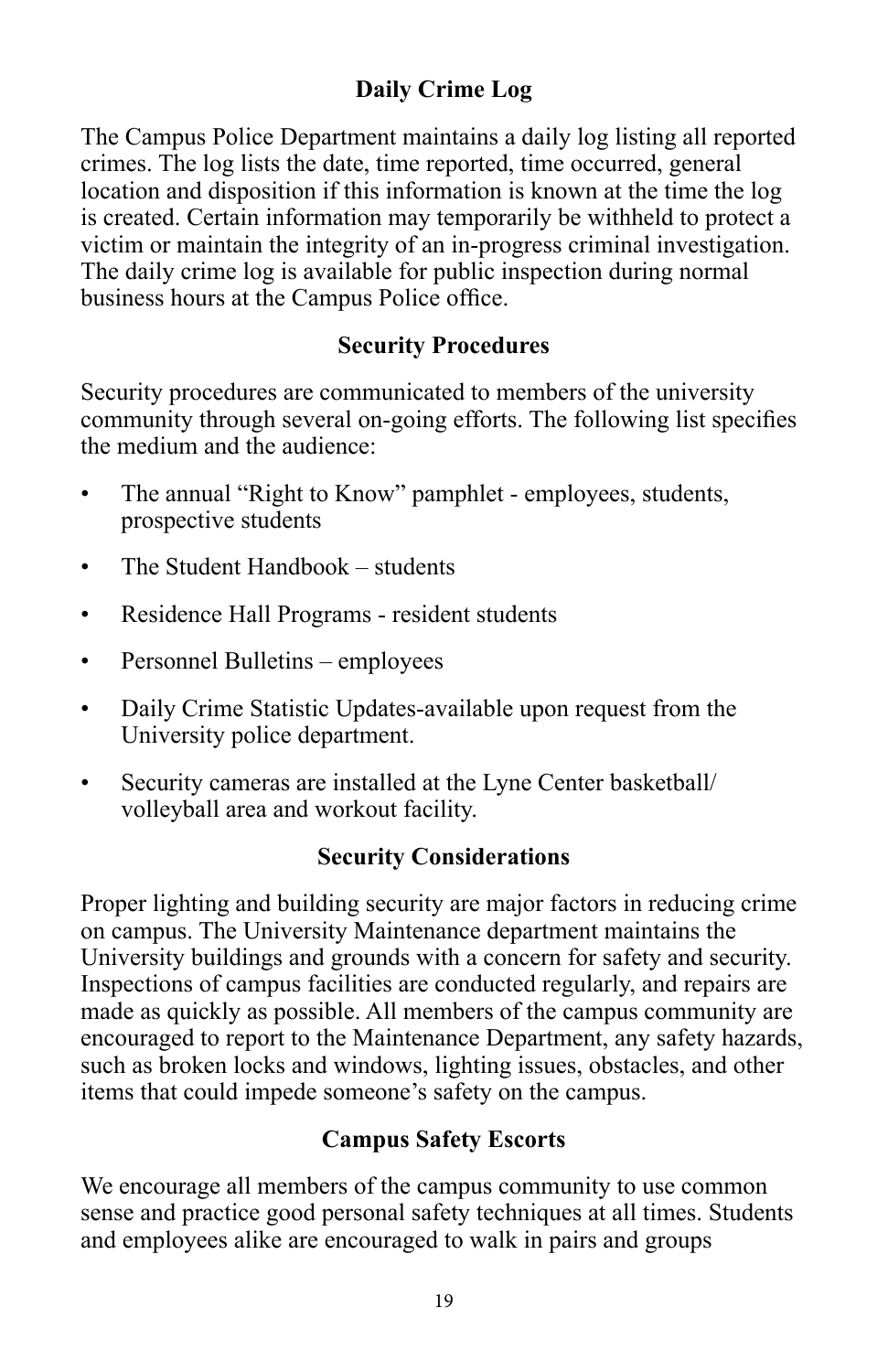## Daily Crime Log

The Campus Police Department maintains a daily log listing all reported crimes. The log lists the date, time reported, time occurred, general location and disposition if this information is known at the time the log is created. Certain information may temporarily be withheld to protect a victim or maintain the integrity of an in-progress criminal investigation. The daily crime log is available for public inspection during normal business hours at the Campus Police office.

## Security Procedures

Security procedures are communicated to members of the university community through several on-going efforts. The following list specifies the medium and the audience:

- The annual "Right to Know" pamphlet - employees, students, prospective students
- The Student Handbook – students
- Residence Hall Programs - resident students
- Personnel Bulletins – employees
- Daily Crime Statistic Updates-available upon request from the University police department.
- Security cameras are installed at the Lyne Center basketball/ volleyball area and workout facility.

## Security Considerations

Proper lighting and building security are major factors in reducing crime on campus. The University Maintenance department maintains the University buildings and grounds with a concern for safety and security. Inspections of campus facilities are conducted regularly, and repairs are made as quickly as possible. All members of the campus community are encouraged to report to the Maintenance Department, any safety hazards, such as broken locks and windows, lighting issues, obstacles, and other items that could impede someone's safety on the campus.

## Campus Safety Escorts

We encourage all members of the campus community to use common sense and practice good personal safety techniques at all times. Students and employees alike are encouraged to walk in pairs and groups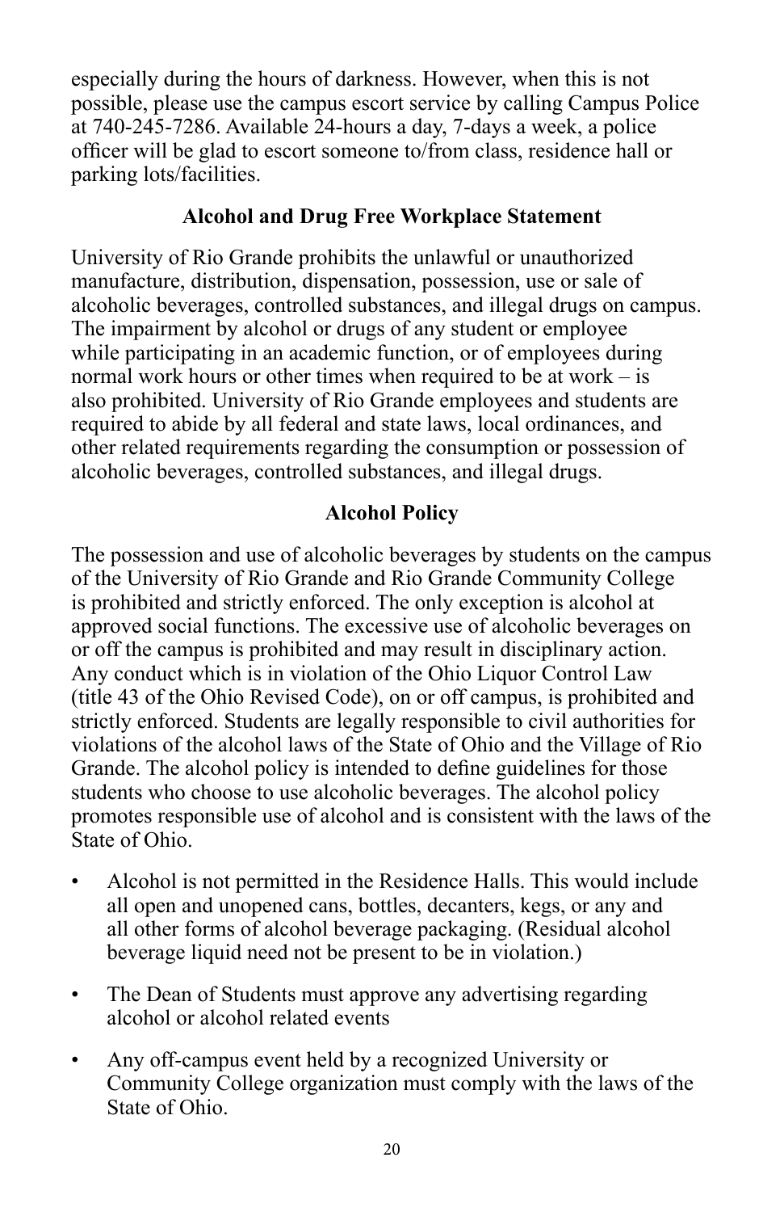especially during the hours of darkness. However, when this is not possible, please use the campus escort service by calling Campus Police at 740-245-7286. Available 24-hours a day, 7-days a week, a police officer will be glad to escort someone to/from class, residence hall or parking lots/facilities.

## Alcohol and Drug Free Workplace Statement

University of Rio Grande prohibits the unlawful or unauthorized manufacture, distribution, dispensation, possession, use or sale of alcoholic beverages, controlled substances, and illegal drugs on campus. The impairment by alcohol or drugs of any student or employee while participating in an academic function, or of employees during normal work hours or other times when required to be at work – is also prohibited. University of Rio Grande employees and students are required to abide by all federal and state laws, local ordinances, and other related requirements regarding the consumption or possession of alcoholic beverages, controlled substances, and illegal drugs.

## Alcohol Policy

The possession and use of alcoholic beverages by students on the campus of the University of Rio Grande and Rio Grande Community College is prohibited and strictly enforced. The only exception is alcohol at approved social functions. The excessive use of alcoholic beverages on or off the campus is prohibited and may result in disciplinary action. Any conduct which is in violation of the Ohio Liquor Control Law (title 43 of the Ohio Revised Code), on or off campus, is prohibited and strictly enforced. Students are legally responsible to civil authorities for violations of the alcohol laws of the State of Ohio and the Village of Rio Grande. The alcohol policy is intended to define guidelines for those students who choose to use alcoholic beverages. The alcohol policy promotes responsible use of alcohol and is consistent with the laws of the State of Ohio.

- Alcohol is not permitted in the Residence Halls. This would include all open and unopened cans, bottles, decanters, kegs, or any and all other forms of alcohol beverage packaging. (Residual alcohol beverage liquid need not be present to be in violation.)
- The Dean of Students must approve any advertising regarding alcohol or alcohol related events
- Any off-campus event held by a recognized University or Community College organization must comply with the laws of the State of Ohio.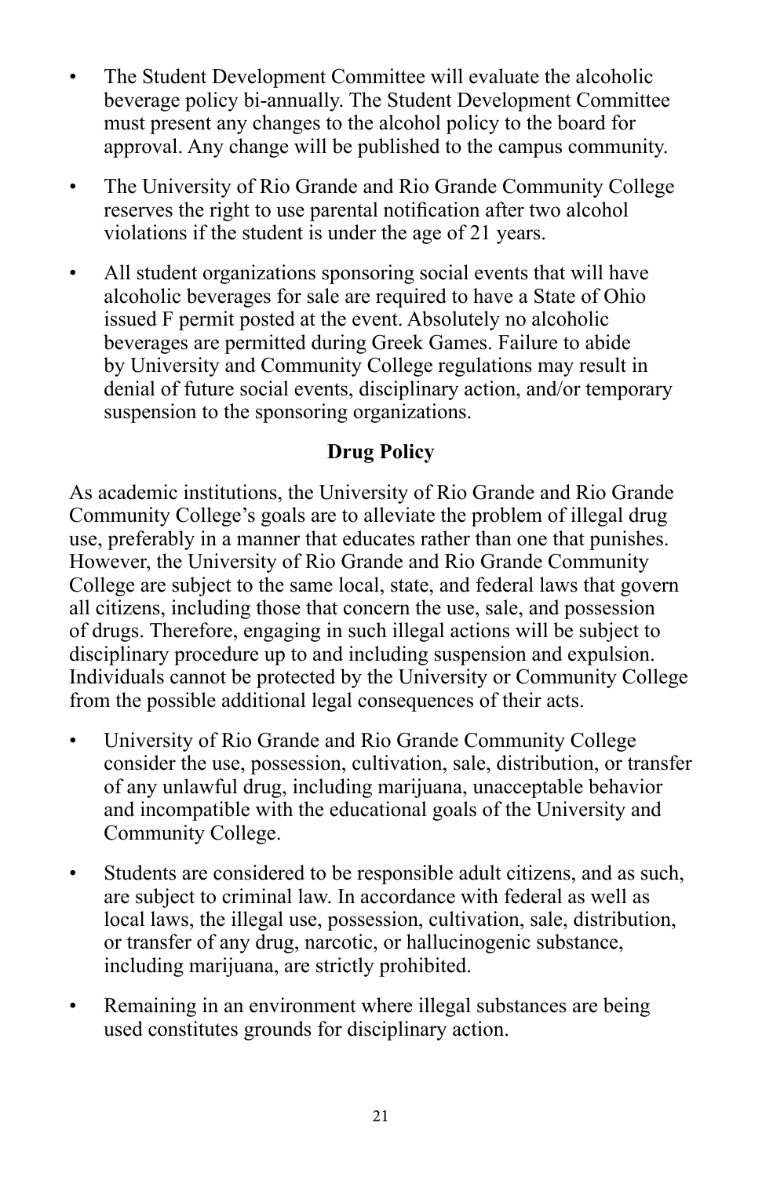- The Student Development Committee will evaluate the alcoholic beverage policy bi-annually. The Student Development Committee must present any changes to the alcohol policy to the board for approval. Any change will be published to the campus community.

- The University of Rio Grande and Rio Grande Community College reserves the right to use parental notification after two alcohol violations if the student is under the age of 21 years.

- All student organizations sponsoring social events that will have alcoholic beverages for sale are required to have a State of Ohio issued F permit posted at the event. Absolutely no alcoholic beverages are permitted during Greek Games. Failure to abide by University and Community College regulations may result in denial of future social events, disciplinary action, and/or temporary suspension to the sponsoring organizations.

## Drug Policy

As academic institutions, the University of Rio Grande and Rio Grande Community College's goals are to alleviate the problem of illegal drug use, preferably in a manner that educates rather than one that punishes. However, the University of Rio Grande and Rio Grande Community College are subject to the same local, state, and federal laws that govern all citizens, including those that concern the use, sale, and possession of drugs. Therefore, engaging in such illegal actions will be subject to disciplinary procedure up to and including suspension and expulsion. Individuals cannot be protected by the University or Community College from the possible additional legal consequences of their acts.

- University of Rio Grande and Rio Grande Community College consider the use, possession, cultivation, sale, distribution, or transfer of any unlawful drug, including marijuana, unacceptable behavior and incompatible with the educational goals of the University and Community College.

- Students are considered to be responsible adult citizens, and as such, are subject to criminal law. In accordance with federal as well as local laws, the illegal use, possession, cultivation, sale, distribution, or transfer of any drug, narcotic, or hallucinogenic substance, including marijuana, are strictly prohibited.

- Remaining in an environment where illegal substances are being used constitutes grounds for disciplinary action.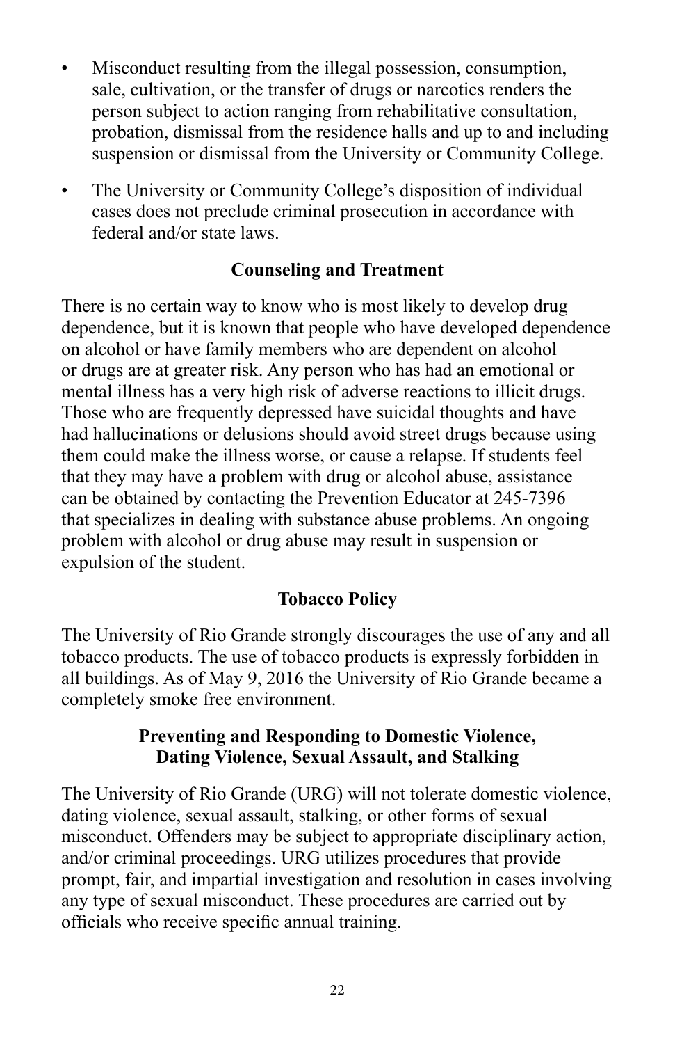- Misconduct resulting from the illegal possession, consumption, sale, cultivation, or the transfer of drugs or narcotics renders the person subject to action ranging from rehabilitative consultation, probation, dismissal from the residence halls and up to and including suspension or dismissal from the University or Community College.
- The University or Community College's disposition of individual cases does not preclude criminal prosecution in accordance with federal and/or state laws.

## Counseling and Treatment

There is no certain way to know who is most likely to develop drug dependence, but it is known that people who have developed dependence on alcohol or have family members who are dependent on alcohol or drugs are at greater risk. Any person who has had an emotional or mental illness has a very high risk of adverse reactions to illicit drugs. Those who are frequently depressed have suicidal thoughts and have had hallucinations or delusions should avoid street drugs because using them could make the illness worse, or cause a relapse. If students feel that they may have a problem with drug or alcohol abuse, assistance can be obtained by contacting the Prevention Educator at 245-7396 that specializes in dealing with substance abuse problems. An ongoing problem with alcohol or drug abuse may result in suspension or expulsion of the student.

## Tobacco Policy

The University of Rio Grande strongly discourages the use of any and all tobacco products. The use of tobacco products is expressly forbidden in all buildings. As of May 9, 2016 the University of Rio Grande became a completely smoke free environment.

## Preventing and Responding to Domestic Violence, Dating Violence, Sexual Assault, and Stalking

The University of Rio Grande (URG) will not tolerate domestic violence, dating violence, sexual assault, stalking, or other forms of sexual misconduct. Offenders may be subject to appropriate disciplinary action, and/or criminal proceedings. URG utilizes procedures that provide prompt, fair, and impartial investigation and resolution in cases involving any type of sexual misconduct. These procedures are carried out by officials who receive specific annual training.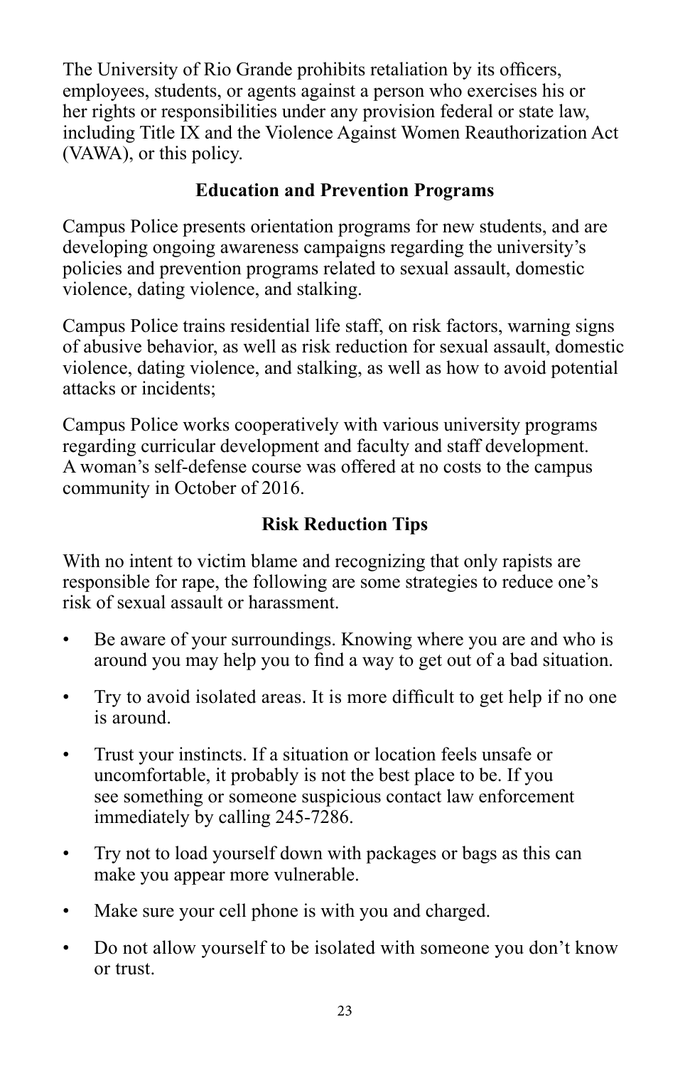The University of Rio Grande prohibits retaliation by its officers, employees, students, or agents against a person who exercises his or her rights or responsibilities under any provision federal or state law, including Title IX and the Violence Against Women Reauthorization Act (VAWA), or this policy.

## Education and Prevention Programs

Campus Police presents orientation programs for new students, and are developing ongoing awareness campaigns regarding the university's policies and prevention programs related to sexual assault, domestic violence, dating violence, and stalking.

Campus Police trains residential life staff, on risk factors, warning signs of abusive behavior, as well as risk reduction for sexual assault, domestic violence, dating violence, and stalking, as well as how to avoid potential attacks or incidents;

Campus Police works cooperatively with various university programs regarding curricular development and faculty and staff development. A woman's self-defense course was offered at no costs to the campus community in October of 2016.

## Risk Reduction Tips

With no intent to victim blame and recognizing that only rapists are responsible for rape, the following are some strategies to reduce one's risk of sexual assault or harassment.

- Be aware of your surroundings. Knowing where you are and who is around you may help you to find a way to get out of a bad situation.
- Try to avoid isolated areas. It is more difficult to get help if no one is around.
- Trust your instincts. If a situation or location feels unsafe or uncomfortable, it probably is not the best place to be. If you see something or someone suspicious contact law enforcement immediately by calling 245-7286.
- Try not to load yourself down with packages or bags as this can make you appear more vulnerable.
- Make sure your cell phone is with you and charged.
- Do not allow yourself to be isolated with someone you don't know or trust.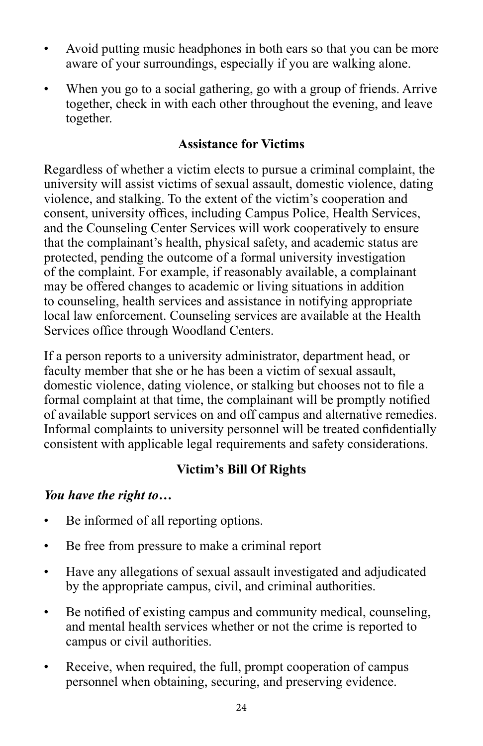- Avoid putting music headphones in both ears so that you can be more aware of your surroundings, especially if you are walking alone.
- When you go to a social gathering, go with a group of friends. Arrive together, check in with each other throughout the evening, and leave together.

## Assistance for Victims

Regardless of whether a victim elects to pursue a criminal complaint, the university will assist victims of sexual assault, domestic violence, dating violence, and stalking. To the extent of the victim's cooperation and consent, university offices, including Campus Police, Health Services, and the Counseling Center Services will work cooperatively to ensure that the complainant's health, physical safety, and academic status are protected, pending the outcome of a formal university investigation of the complaint. For example, if reasonably available, a complainant may be offered changes to academic or living situations in addition to counseling, health services and assistance in notifying appropriate local law enforcement. Counseling services are available at the Health Services office through Woodland Centers.

If a person reports to a university administrator, department head, or faculty member that she or he has been a victim of sexual assault, domestic violence, dating violence, or stalking but chooses not to file a formal complaint at that time, the complainant will be promptly notified of available support services on and off campus and alternative remedies. Informal complaints to university personnel will be treated confidentially consistent with applicable legal requirements and safety considerations.

## Victim's Bill Of Rights

***You have the right to…***

- Be informed of all reporting options.
- Be free from pressure to make a criminal report
- Have any allegations of sexual assault investigated and adjudicated by the appropriate campus, civil, and criminal authorities.
- Be notified of existing campus and community medical, counseling, and mental health services whether or not the crime is reported to campus or civil authorities.
- Receive, when required, the full, prompt cooperation of campus personnel when obtaining, securing, and preserving evidence.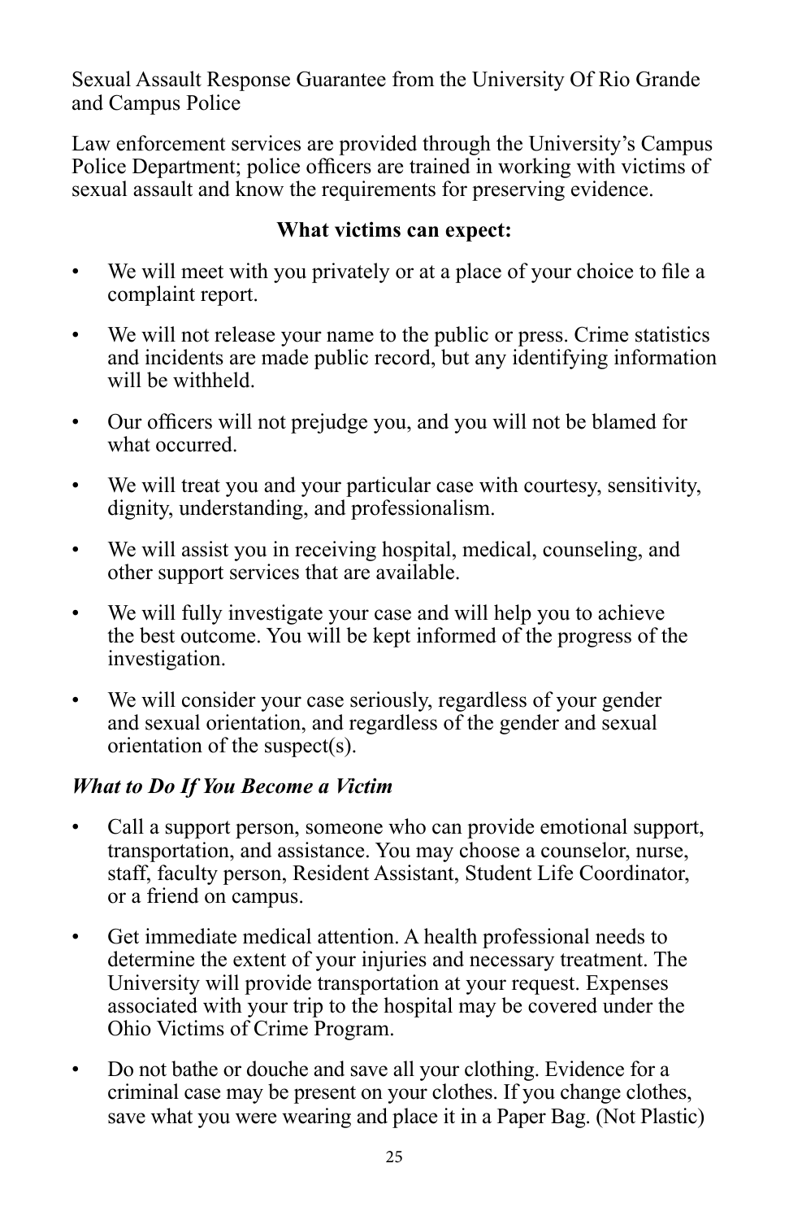Sexual Assault Response Guarantee from the University Of Rio Grande and Campus Police

Law enforcement services are provided through the University's Campus Police Department; police officers are trained in working with victims of sexual assault and know the requirements for preserving evidence.

**What victims can expect:**

- We will meet with you privately or at a place of your choice to file a complaint report.
- We will not release your name to the public or press. Crime statistics and incidents are made public record, but any identifying information will be withheld.
- Our officers will not prejudge you, and you will not be blamed for what occurred.
- We will treat you and your particular case with courtesy, sensitivity, dignity, understanding, and professionalism.
- We will assist you in receiving hospital, medical, counseling, and other support services that are available.
- We will fully investigate your case and will help you to achieve the best outcome. You will be kept informed of the progress of the investigation.
- We will consider your case seriously, regardless of your gender and sexual orientation, and regardless of the gender and sexual orientation of the suspect(s).

***What to Do If You Become a Victim***

- Call a support person, someone who can provide emotional support, transportation, and assistance. You may choose a counselor, nurse, staff, faculty person, Resident Assistant, Student Life Coordinator, or a friend on campus.
- Get immediate medical attention. A health professional needs to determine the extent of your injuries and necessary treatment. The University will provide transportation at your request. Expenses associated with your trip to the hospital may be covered under the Ohio Victims of Crime Program.
- Do not bathe or douche and save all your clothing. Evidence for a criminal case may be present on your clothes. If you change clothes, save what you were wearing and place it in a Paper Bag. (Not Plastic)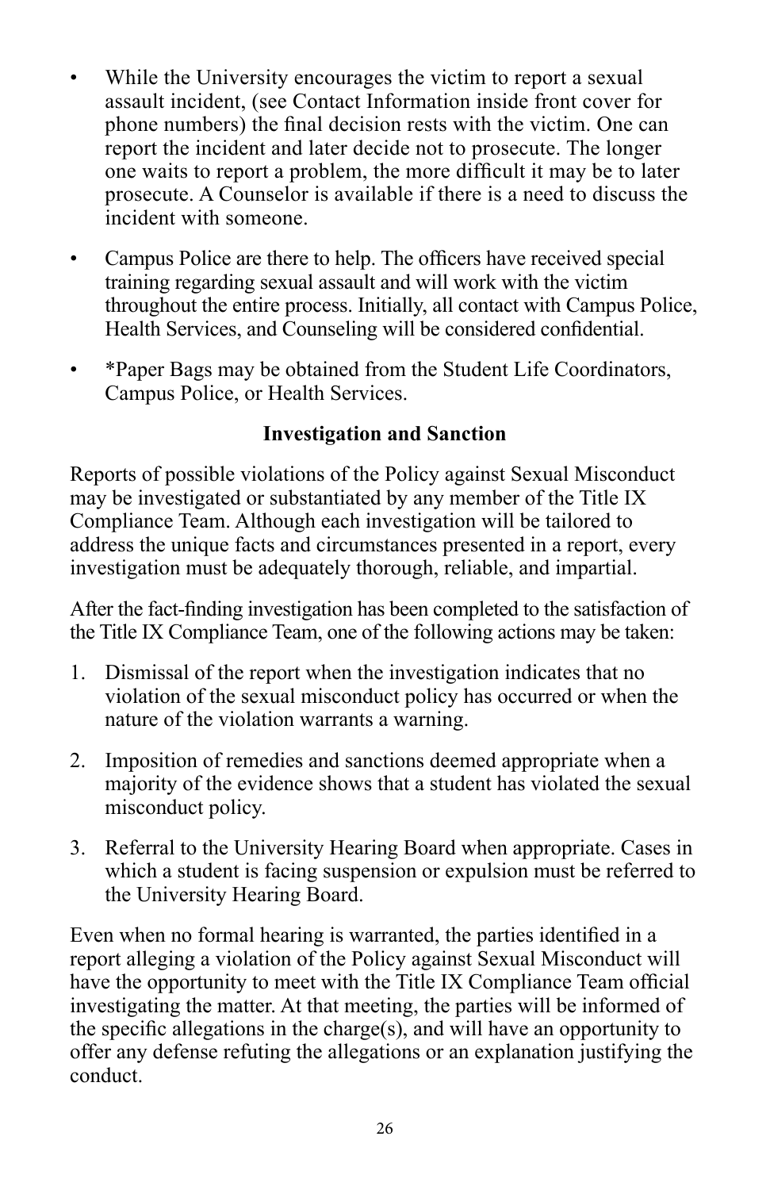- While the University encourages the victim to report a sexual assault incident, (see Contact Information inside front cover for phone numbers) the final decision rests with the victim. One can report the incident and later decide not to prosecute. The longer one waits to report a problem, the more difficult it may be to later prosecute. A Counselor is available if there is a need to discuss the incident with someone.

- Campus Police are there to help. The officers have received special training regarding sexual assault and will work with the victim throughout the entire process. Initially, all contact with Campus Police, Health Services, and Counseling will be considered confidential.

- *Paper Bags may be obtained from the Student Life Coordinators, Campus Police, or Health Services.

### Investigation and Sanction

Reports of possible violations of the Policy against Sexual Misconduct may be investigated or substantiated by any member of the Title IX Compliance Team. Although each investigation will be tailored to address the unique facts and circumstances presented in a report, every investigation must be adequately thorough, reliable, and impartial.

After the fact-finding investigation has been completed to the satisfaction of the Title IX Compliance Team, one of the following actions may be taken:

1. Dismissal of the report when the investigation indicates that no violation of the sexual misconduct policy has occurred or when the nature of the violation warrants a warning.

2. Imposition of remedies and sanctions deemed appropriate when a majority of the evidence shows that a student has violated the sexual misconduct policy.

3. Referral to the University Hearing Board when appropriate. Cases in which a student is facing suspension or expulsion must be referred to the University Hearing Board.

Even when no formal hearing is warranted, the parties identified in a report alleging a violation of the Policy against Sexual Misconduct will have the opportunity to meet with the Title IX Compliance Team official investigating the matter. At that meeting, the parties will be informed of the specific allegations in the charge(s), and will have an opportunity to offer any defense refuting the allegations or an explanation justifying the conduct.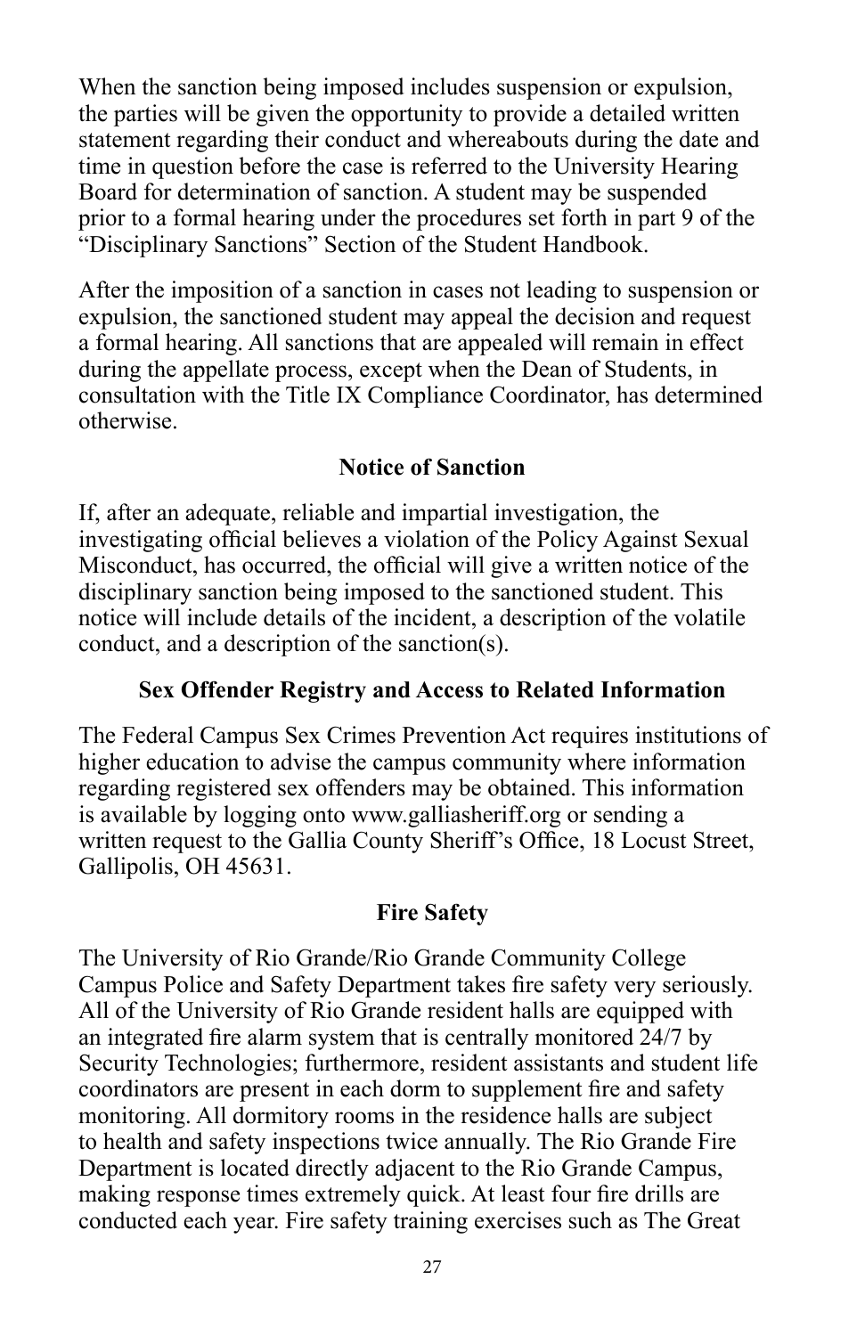When the sanction being imposed includes suspension or expulsion, the parties will be given the opportunity to provide a detailed written statement regarding their conduct and whereabouts during the date and time in question before the case is referred to the University Hearing Board for determination of sanction. A student may be suspended prior to a formal hearing under the procedures set forth in part 9 of the "Disciplinary Sanctions" Section of the Student Handbook.

After the imposition of a sanction in cases not leading to suspension or expulsion, the sanctioned student may appeal the decision and request a formal hearing. All sanctions that are appealed will remain in effect during the appellate process, except when the Dean of Students, in consultation with the Title IX Compliance Coordinator, has determined otherwise.

## Notice of Sanction

If, after an adequate, reliable and impartial investigation, the investigating official believes a violation of the Policy Against Sexual Misconduct, has occurred, the official will give a written notice of the disciplinary sanction being imposed to the sanctioned student. This notice will include details of the incident, a description of the volatile conduct, and a description of the sanction(s).

## Sex Offender Registry and Access to Related Information

The Federal Campus Sex Crimes Prevention Act requires institutions of higher education to advise the campus community where information regarding registered sex offenders may be obtained. This information is available by logging onto www.galliasheriff.org or sending a written request to the Gallia County Sheriff's Office, 18 Locust Street, Gallipolis, OH 45631.

## Fire Safety

The University of Rio Grande/Rio Grande Community College Campus Police and Safety Department takes fire safety very seriously. All of the University of Rio Grande resident halls are equipped with an integrated fire alarm system that is centrally monitored 24/7 by Security Technologies; furthermore, resident assistants and student life coordinators are present in each dorm to supplement fire and safety monitoring. All dormitory rooms in the residence halls are subject to health and safety inspections twice annually. The Rio Grande Fire Department is located directly adjacent to the Rio Grande Campus, making response times extremely quick. At least four fire drills are conducted each year. Fire safety training exercises such as The Great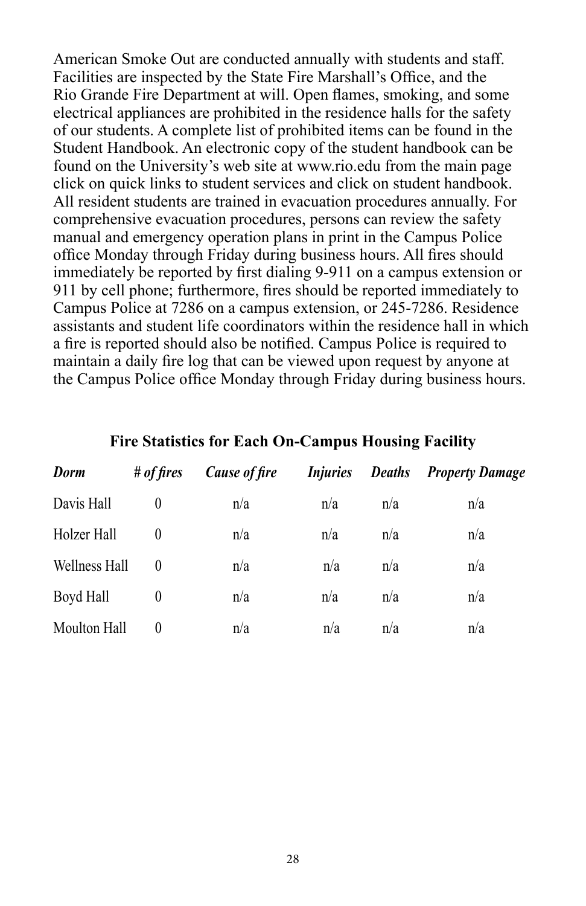American Smoke Out are conducted annually with students and staff. Facilities are inspected by the State Fire Marshall's Office, and the Rio Grande Fire Department at will. Open flames, smoking, and some electrical appliances are prohibited in the residence halls for the safety of our students. A complete list of prohibited items can be found in the Student Handbook. An electronic copy of the student handbook can be found on the University's web site at www.rio.edu from the main page click on quick links to student services and click on student handbook. All resident students are trained in evacuation procedures annually. For comprehensive evacuation procedures, persons can review the safety manual and emergency operation plans in print in the Campus Police office Monday through Friday during business hours. All fires should immediately be reported by first dialing 9-911 on a campus extension or 911 by cell phone; furthermore, fires should be reported immediately to Campus Police at 7286 on a campus extension, or 245-7286. Residence assistants and student life coordinators within the residence hall in which a fire is reported should also be notified. Campus Police is required to maintain a daily fire log that can be viewed upon request by anyone at the Campus Police office Monday through Friday during business hours.

**Fire Statistics for Each On-Campus Housing Facility**

| *Dorm* | *# of fires* | *Cause of fire* | *Injuries* | *Deaths* | *Property Damage* |
|---|---|---|---|---|---|
| Davis Hall | 0 | n/a | n/a | n/a | n/a |
| Holzer Hall | 0 | n/a | n/a | n/a | n/a |
| Wellness Hall | 0 | n/a | n/a | n/a | n/a |
| Boyd Hall | 0 | n/a | n/a | n/a | n/a |
| Moulton Hall | 0 | n/a | n/a | n/a | n/a |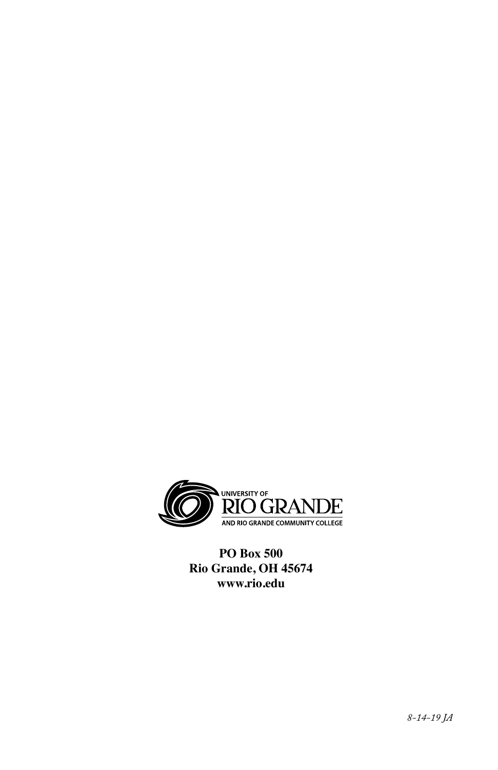UNIVERSITY OF
RIO GRANDE
AND RIO GRANDE COMMUNITY COLLEGE

**PO Box 500**
**Rio Grande, OH 45674**
**www.rio.edu**

*8-14-19 JA*